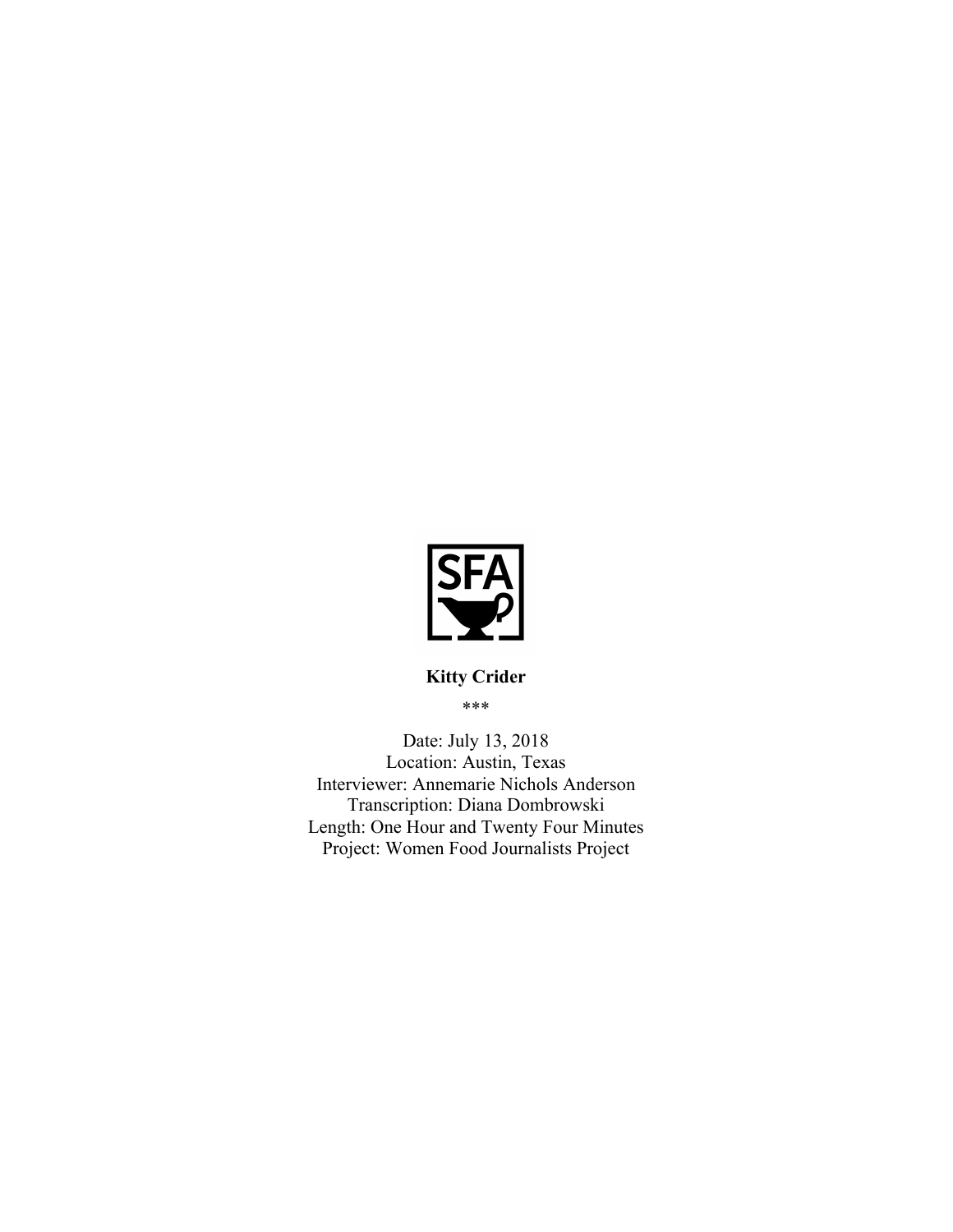**Kitty Crider**

\*\*\*

Date: July 13, 2018
Location: Austin, Texas
Interviewer: Annemarie Nichols Anderson
Transcription: Diana Dombrowski
Length: One Hour and Twenty Four Minutes
Project: Women Food Journalists Project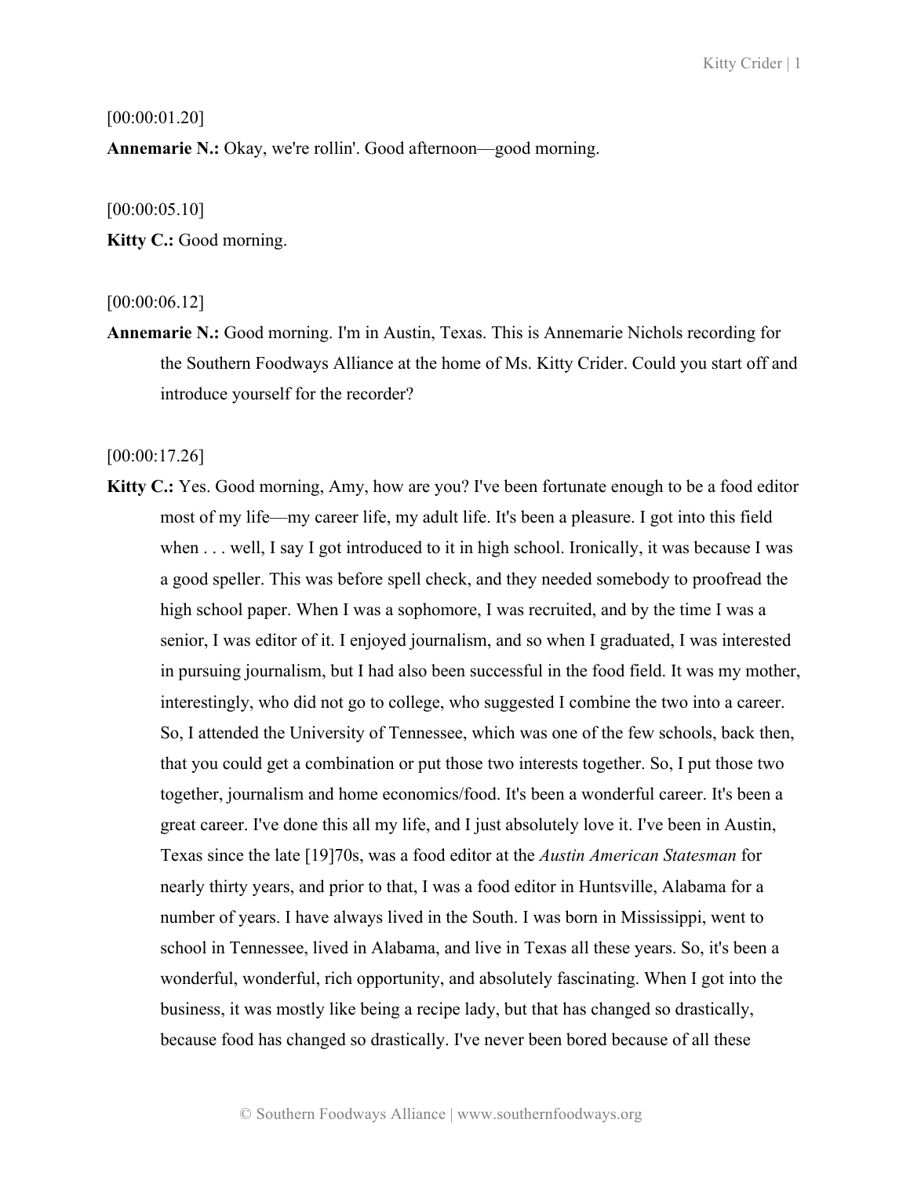[00:00:01.20]

**Annemarie N.:** Okay, we're rollin'. Good afternoon—good morning.

[00:00:05.10]

**Kitty C.:** Good morning.

[00:00:06.12]

**Annemarie N.:** Good morning. I'm in Austin, Texas. This is Annemarie Nichols recording for the Southern Foodways Alliance at the home of Ms. Kitty Crider. Could you start off and introduce yourself for the recorder?

[00:00:17.26]

**Kitty C.:** Yes. Good morning, Amy, how are you? I've been fortunate enough to be a food editor most of my life—my career life, my adult life. It's been a pleasure. I got into this field when . . . well, I say I got introduced to it in high school. Ironically, it was because I was a good speller. This was before spell check, and they needed somebody to proofread the high school paper. When I was a sophomore, I was recruited, and by the time I was a senior, I was editor of it. I enjoyed journalism, and so when I graduated, I was interested in pursuing journalism, but I had also been successful in the food field. It was my mother, interestingly, who did not go to college, who suggested I combine the two into a career. So, I attended the University of Tennessee, which was one of the few schools, back then, that you could get a combination or put those two interests together. So, I put those two together, journalism and home economics/food. It's been a wonderful career. It's been a great career. I've done this all my life, and I just absolutely love it. I've been in Austin, Texas since the late [19]70s, was a food editor at the *Austin American Statesman* for nearly thirty years, and prior to that, I was a food editor in Huntsville, Alabama for a number of years. I have always lived in the South. I was born in Mississippi, went to school in Tennessee, lived in Alabama, and live in Texas all these years. So, it's been a wonderful, wonderful, rich opportunity, and absolutely fascinating. When I got into the business, it was mostly like being a recipe lady, but that has changed so drastically, because food has changed so drastically. I've never been bored because of all these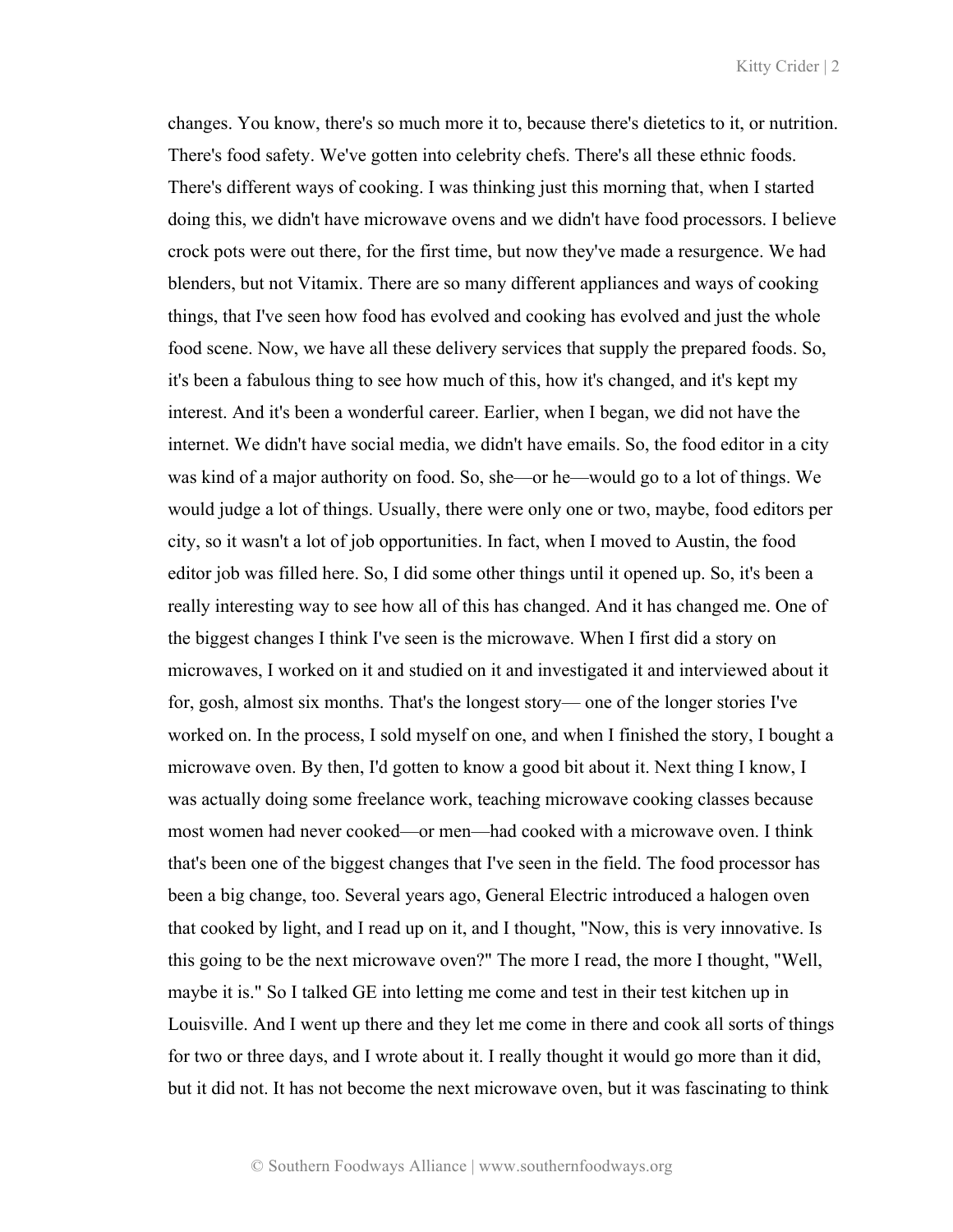changes. You know, there's so much more it to, because there's dietetics to it, or nutrition. There's food safety. We've gotten into celebrity chefs. There's all these ethnic foods. There's different ways of cooking. I was thinking just this morning that, when I started doing this, we didn't have microwave ovens and we didn't have food processors. I believe crock pots were out there, for the first time, but now they've made a resurgence. We had blenders, but not Vitamix. There are so many different appliances and ways of cooking things, that I've seen how food has evolved and cooking has evolved and just the whole food scene. Now, we have all these delivery services that supply the prepared foods. So, it's been a fabulous thing to see how much of this, how it's changed, and it's kept my interest. And it's been a wonderful career. Earlier, when I began, we did not have the internet. We didn't have social media, we didn't have emails. So, the food editor in a city was kind of a major authority on food. So, she—or he—would go to a lot of things. We would judge a lot of things. Usually, there were only one or two, maybe, food editors per city, so it wasn't a lot of job opportunities. In fact, when I moved to Austin, the food editor job was filled here. So, I did some other things until it opened up. So, it's been a really interesting way to see how all of this has changed. And it has changed me. One of the biggest changes I think I've seen is the microwave. When I first did a story on microwaves, I worked on it and studied on it and investigated it and interviewed about it for, gosh, almost six months. That's the longest story— one of the longer stories I've worked on. In the process, I sold myself on one, and when I finished the story, I bought a microwave oven. By then, I'd gotten to know a good bit about it. Next thing I know, I was actually doing some freelance work, teaching microwave cooking classes because most women had never cooked—or men—had cooked with a microwave oven. I think that's been one of the biggest changes that I've seen in the field. The food processor has been a big change, too. Several years ago, General Electric introduced a halogen oven that cooked by light, and I read up on it, and I thought, "Now, this is very innovative. Is this going to be the next microwave oven?" The more I read, the more I thought, "Well, maybe it is." So I talked GE into letting me come and test in their test kitchen up in Louisville. And I went up there and they let me come in there and cook all sorts of things for two or three days, and I wrote about it. I really thought it would go more than it did, but it did not. It has not become the next microwave oven, but it was fascinating to think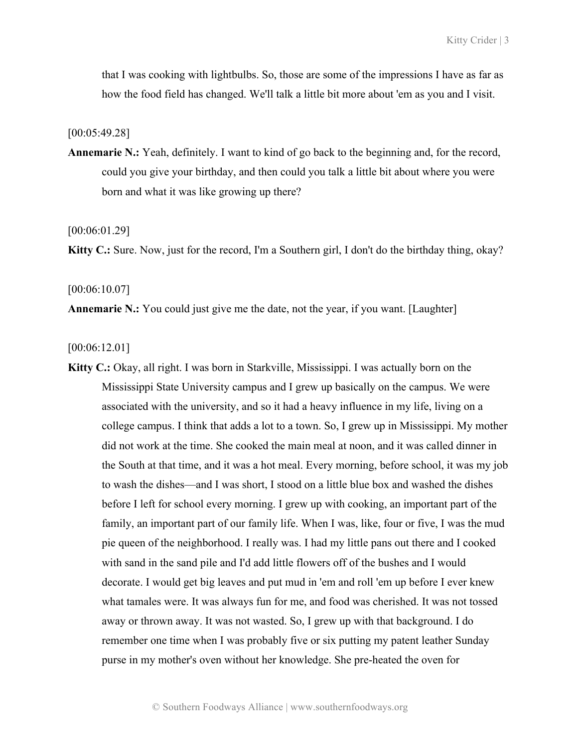that I was cooking with lightbulbs. So, those are some of the impressions I have as far as how the food field has changed. We'll talk a little bit more about 'em as you and I visit.

[00:05:49.28]

**Annemarie N.:** Yeah, definitely. I want to kind of go back to the beginning and, for the record, could you give your birthday, and then could you talk a little bit about where you were born and what it was like growing up there?

[00:06:01.29]

**Kitty C.:** Sure. Now, just for the record, I'm a Southern girl, I don't do the birthday thing, okay?

[00:06:10.07]

**Annemarie N.:** You could just give me the date, not the year, if you want. [Laughter]

[00:06:12.01]

**Kitty C.:** Okay, all right. I was born in Starkville, Mississippi. I was actually born on the Mississippi State University campus and I grew up basically on the campus. We were associated with the university, and so it had a heavy influence in my life, living on a college campus. I think that adds a lot to a town. So, I grew up in Mississippi. My mother did not work at the time. She cooked the main meal at noon, and it was called dinner in the South at that time, and it was a hot meal. Every morning, before school, it was my job to wash the dishes—and I was short, I stood on a little blue box and washed the dishes before I left for school every morning. I grew up with cooking, an important part of the family, an important part of our family life. When I was, like, four or five, I was the mud pie queen of the neighborhood. I really was. I had my little pans out there and I cooked with sand in the sand pile and I'd add little flowers off of the bushes and I would decorate. I would get big leaves and put mud in 'em and roll 'em up before I ever knew what tamales were. It was always fun for me, and food was cherished. It was not tossed away or thrown away. It was not wasted. So, I grew up with that background. I do remember one time when I was probably five or six putting my patent leather Sunday purse in my mother's oven without her knowledge. She pre-heated the oven for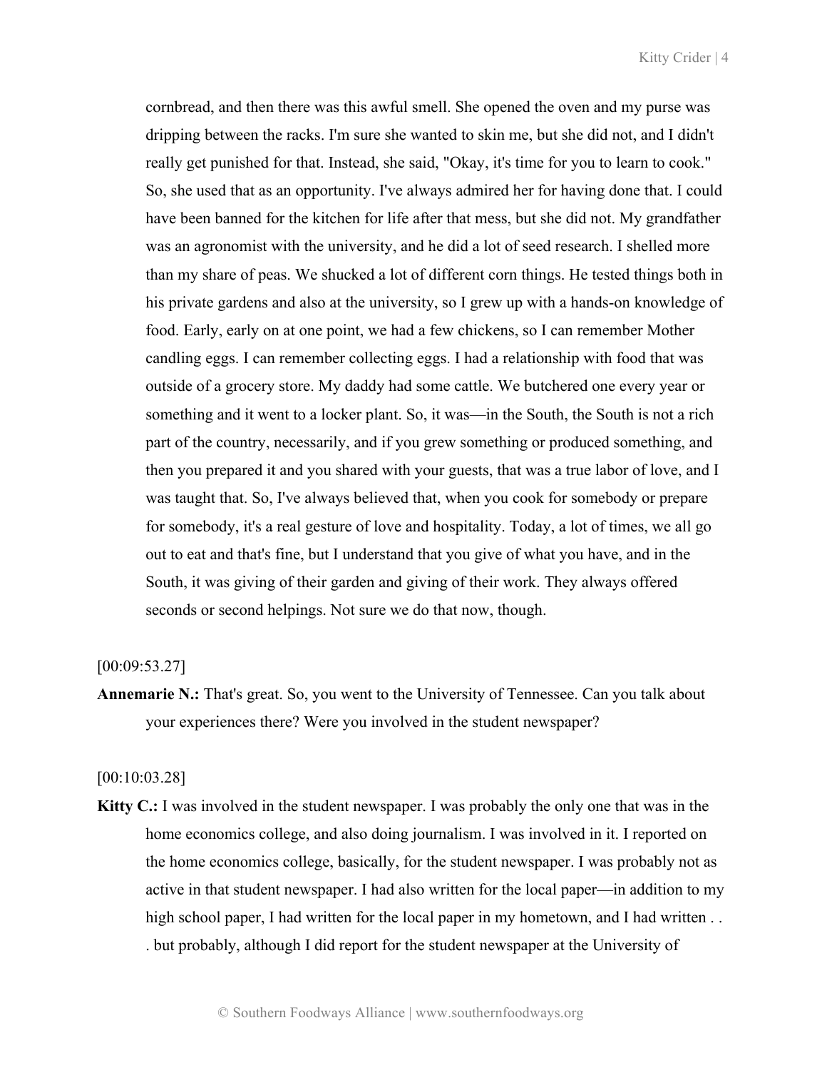cornbread, and then there was this awful smell. She opened the oven and my purse was dripping between the racks. I'm sure she wanted to skin me, but she did not, and I didn't really get punished for that. Instead, she said, "Okay, it's time for you to learn to cook." So, she used that as an opportunity. I've always admired her for having done that. I could have been banned for the kitchen for life after that mess, but she did not. My grandfather was an agronomist with the university, and he did a lot of seed research. I shelled more than my share of peas. We shucked a lot of different corn things. He tested things both in his private gardens and also at the university, so I grew up with a hands-on knowledge of food. Early, early on at one point, we had a few chickens, so I can remember Mother candling eggs. I can remember collecting eggs. I had a relationship with food that was outside of a grocery store. My daddy had some cattle. We butchered one every year or something and it went to a locker plant. So, it was—in the South, the South is not a rich part of the country, necessarily, and if you grew something or produced something, and then you prepared it and you shared with your guests, that was a true labor of love, and I was taught that. So, I've always believed that, when you cook for somebody or prepare for somebody, it's a real gesture of love and hospitality. Today, a lot of times, we all go out to eat and that's fine, but I understand that you give of what you have, and in the South, it was giving of their garden and giving of their work. They always offered seconds or second helpings. Not sure we do that now, though.

[00:09:53.27]

**Annemarie N.:** That's great. So, you went to the University of Tennessee. Can you talk about your experiences there? Were you involved in the student newspaper?

[00:10:03.28]

**Kitty C.:** I was involved in the student newspaper. I was probably the only one that was in the home economics college, and also doing journalism. I was involved in it. I reported on the home economics college, basically, for the student newspaper. I was probably not as active in that student newspaper. I had also written for the local paper—in addition to my high school paper, I had written for the local paper in my hometown, and I had written . . . but probably, although I did report for the student newspaper at the University of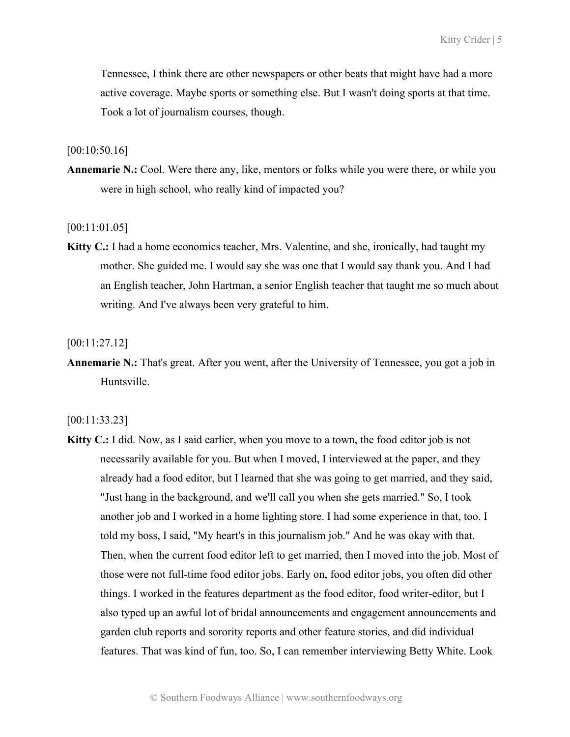Tennessee, I think there are other newspapers or other beats that might have had a more active coverage. Maybe sports or something else. But I wasn't doing sports at that time. Took a lot of journalism courses, though.

[00:10:50.16]

**Annemarie N.:** Cool. Were there any, like, mentors or folks while you were there, or while you were in high school, who really kind of impacted you?

[00:11:01.05]

**Kitty C.:** I had a home economics teacher, Mrs. Valentine, and she, ironically, had taught my mother. She guided me. I would say she was one that I would say thank you. And I had an English teacher, John Hartman, a senior English teacher that taught me so much about writing. And I've always been very grateful to him.

[00:11:27.12]

**Annemarie N.:** That's great. After you went, after the University of Tennessee, you got a job in Huntsville.

[00:11:33.23]

**Kitty C.:** I did. Now, as I said earlier, when you move to a town, the food editor job is not necessarily available for you. But when I moved, I interviewed at the paper, and they already had a food editor, but I learned that she was going to get married, and they said, "Just hang in the background, and we'll call you when she gets married." So, I took another job and I worked in a home lighting store. I had some experience in that, too. I told my boss, I said, "My heart's in this journalism job." And he was okay with that. Then, when the current food editor left to get married, then I moved into the job. Most of those were not full-time food editor jobs. Early on, food editor jobs, you often did other things. I worked in the features department as the food editor, food writer-editor, but I also typed up an awful lot of bridal announcements and engagement announcements and garden club reports and sorority reports and other feature stories, and did individual features. That was kind of fun, too. So, I can remember interviewing Betty White. Look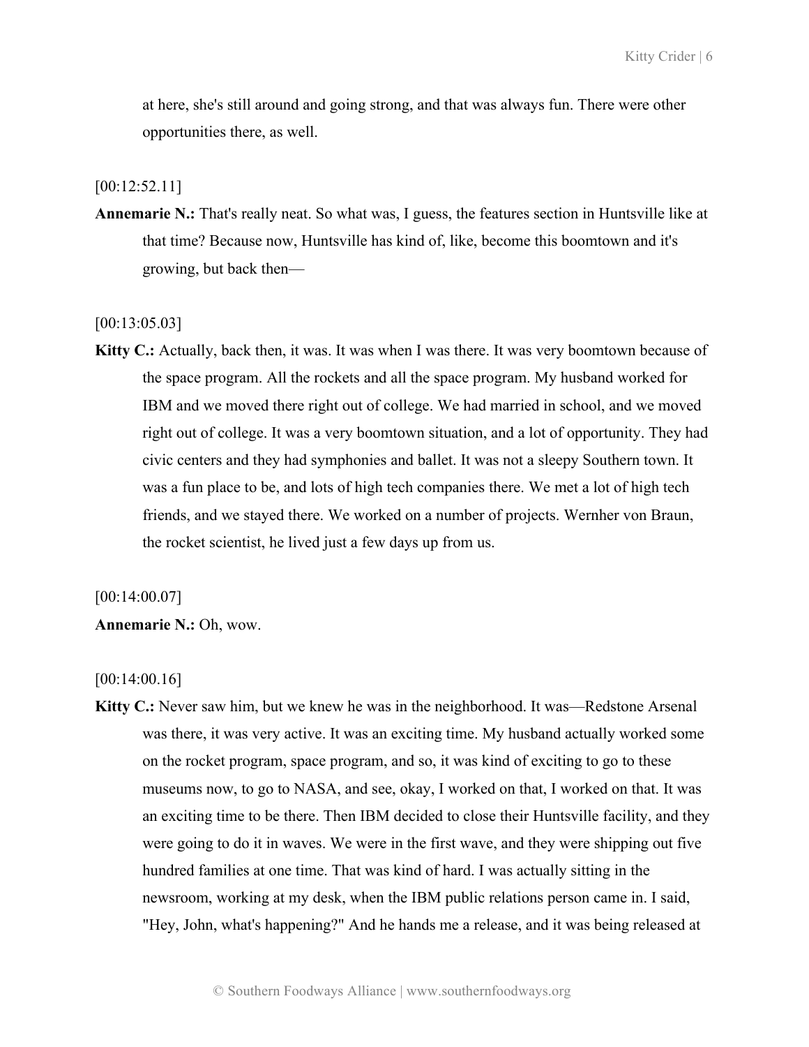at here, she's still around and going strong, and that was always fun. There were other opportunities there, as well.

[00:12:52.11]

**Annemarie N.:** That's really neat. So what was, I guess, the features section in Huntsville like at that time? Because now, Huntsville has kind of, like, become this boomtown and it's growing, but back then—

[00:13:05.03]

**Kitty C.:** Actually, back then, it was. It was when I was there. It was very boomtown because of the space program. All the rockets and all the space program. My husband worked for IBM and we moved there right out of college. We had married in school, and we moved right out of college. It was a very boomtown situation, and a lot of opportunity. They had civic centers and they had symphonies and ballet. It was not a sleepy Southern town. It was a fun place to be, and lots of high tech companies there. We met a lot of high tech friends, and we stayed there. We worked on a number of projects. Wernher von Braun, the rocket scientist, he lived just a few days up from us.

[00:14:00.07]

**Annemarie N.:** Oh, wow.

[00:14:00.16]

**Kitty C.:** Never saw him, but we knew he was in the neighborhood. It was—Redstone Arsenal was there, it was very active. It was an exciting time. My husband actually worked some on the rocket program, space program, and so, it was kind of exciting to go to these museums now, to go to NASA, and see, okay, I worked on that, I worked on that. It was an exciting time to be there. Then IBM decided to close their Huntsville facility, and they were going to do it in waves. We were in the first wave, and they were shipping out five hundred families at one time. That was kind of hard. I was actually sitting in the newsroom, working at my desk, when the IBM public relations person came in. I said, "Hey, John, what's happening?" And he hands me a release, and it was being released at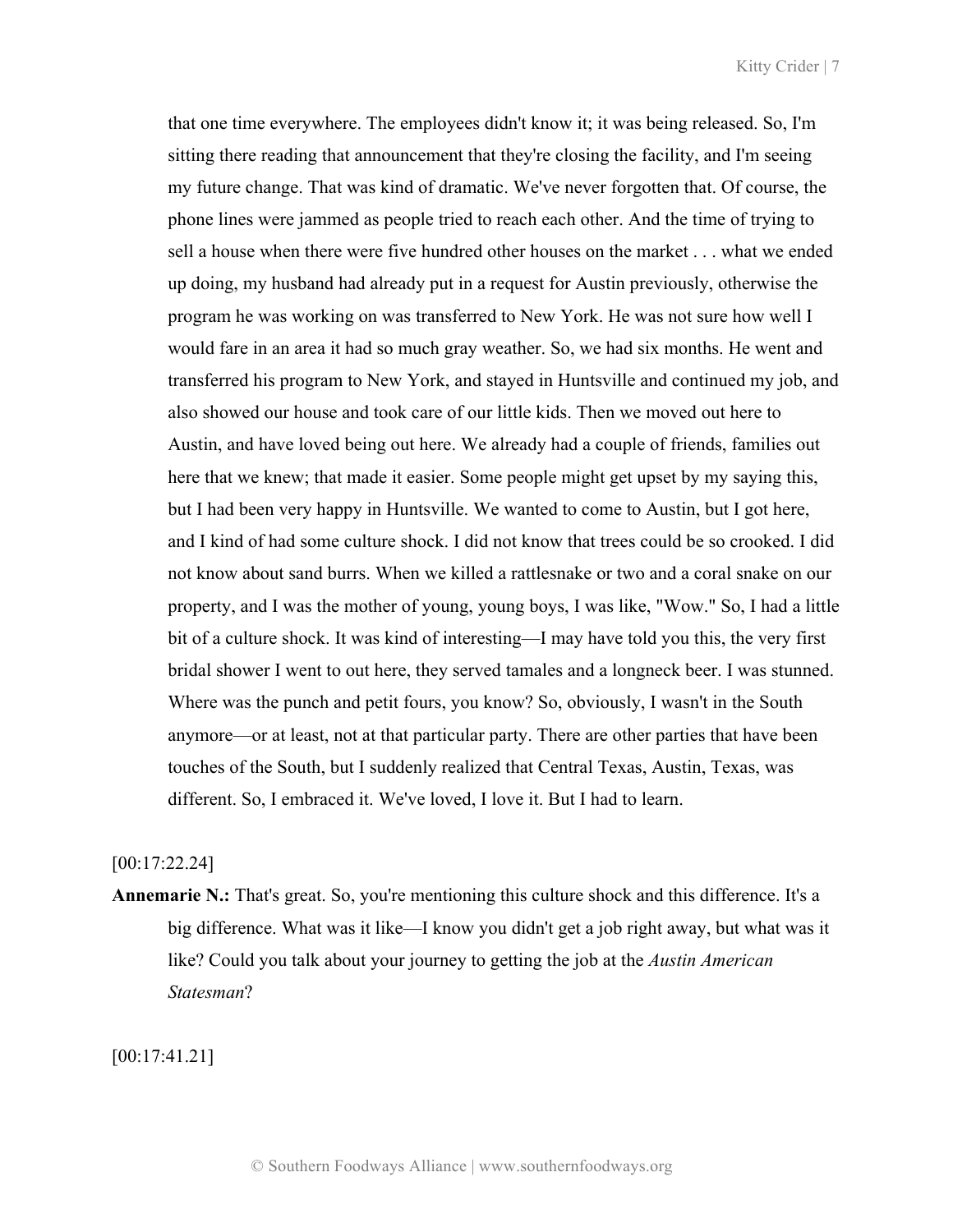that one time everywhere. The employees didn't know it; it was being released. So, I'm sitting there reading that announcement that they're closing the facility, and I'm seeing my future change. That was kind of dramatic. We've never forgotten that. Of course, the phone lines were jammed as people tried to reach each other. And the time of trying to sell a house when there were five hundred other houses on the market . . . what we ended up doing, my husband had already put in a request for Austin previously, otherwise the program he was working on was transferred to New York. He was not sure how well I would fare in an area it had so much gray weather. So, we had six months. He went and transferred his program to New York, and stayed in Huntsville and continued my job, and also showed our house and took care of our little kids. Then we moved out here to Austin, and have loved being out here. We already had a couple of friends, families out here that we knew; that made it easier. Some people might get upset by my saying this, but I had been very happy in Huntsville. We wanted to come to Austin, but I got here, and I kind of had some culture shock. I did not know that trees could be so crooked. I did not know about sand burrs. When we killed a rattlesnake or two and a coral snake on our property, and I was the mother of young, young boys, I was like, "Wow." So, I had a little bit of a culture shock. It was kind of interesting—I may have told you this, the very first bridal shower I went to out here, they served tamales and a longneck beer. I was stunned. Where was the punch and petit fours, you know? So, obviously, I wasn't in the South anymore—or at least, not at that particular party. There are other parties that have been touches of the South, but I suddenly realized that Central Texas, Austin, Texas, was different. So, I embraced it. We've loved, I love it. But I had to learn.

[00:17:22.24]

**Annemarie N.:** That's great. So, you're mentioning this culture shock and this difference. It's a big difference. What was it like—I know you didn't get a job right away, but what was it like? Could you talk about your journey to getting the job at the *Austin American Statesman*?

[00:17:41.21]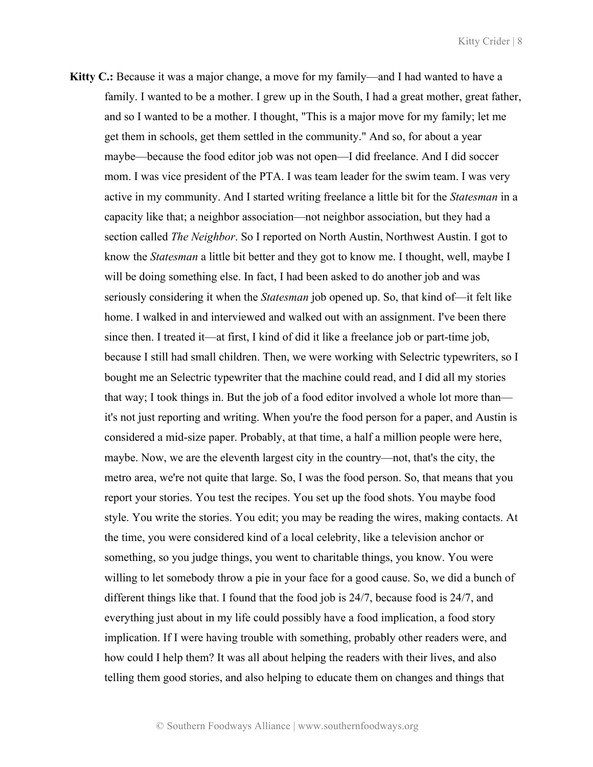**Kitty C.:** Because it was a major change, a move for my family—and I had wanted to have a family. I wanted to be a mother. I grew up in the South, I had a great mother, great father, and so I wanted to be a mother. I thought, "This is a major move for my family; let me get them in schools, get them settled in the community." And so, for about a year maybe—because the food editor job was not open—I did freelance. And I did soccer mom. I was vice president of the PTA. I was team leader for the swim team. I was very active in my community. And I started writing freelance a little bit for the *Statesman* in a capacity like that; a neighbor association—not neighbor association, but they had a section called *The Neighbor*. So I reported on North Austin, Northwest Austin. I got to know the *Statesman* a little bit better and they got to know me. I thought, well, maybe I will be doing something else. In fact, I had been asked to do another job and was seriously considering it when the *Statesman* job opened up. So, that kind of—it felt like home. I walked in and interviewed and walked out with an assignment. I've been there since then. I treated it—at first, I kind of did it like a freelance job or part-time job, because I still had small children. Then, we were working with Selectric typewriters, so I bought me an Selectric typewriter that the machine could read, and I did all my stories that way; I took things in. But the job of a food editor involved a whole lot more than—it's not just reporting and writing. When you're the food person for a paper, and Austin is considered a mid-size paper. Probably, at that time, a half a million people were here, maybe. Now, we are the eleventh largest city in the country—not, that's the city, the metro area, we're not quite that large. So, I was the food person. So, that means that you report your stories. You test the recipes. You set up the food shots. You maybe food style. You write the stories. You edit; you may be reading the wires, making contacts. At the time, you were considered kind of a local celebrity, like a television anchor or something, so you judge things, you went to charitable things, you know. You were willing to let somebody throw a pie in your face for a good cause. So, we did a bunch of different things like that. I found that the food job is 24/7, because food is 24/7, and everything just about in my life could possibly have a food implication, a food story implication. If I were having trouble with something, probably other readers were, and how could I help them? It was all about helping the readers with their lives, and also telling them good stories, and also helping to educate them on changes and things that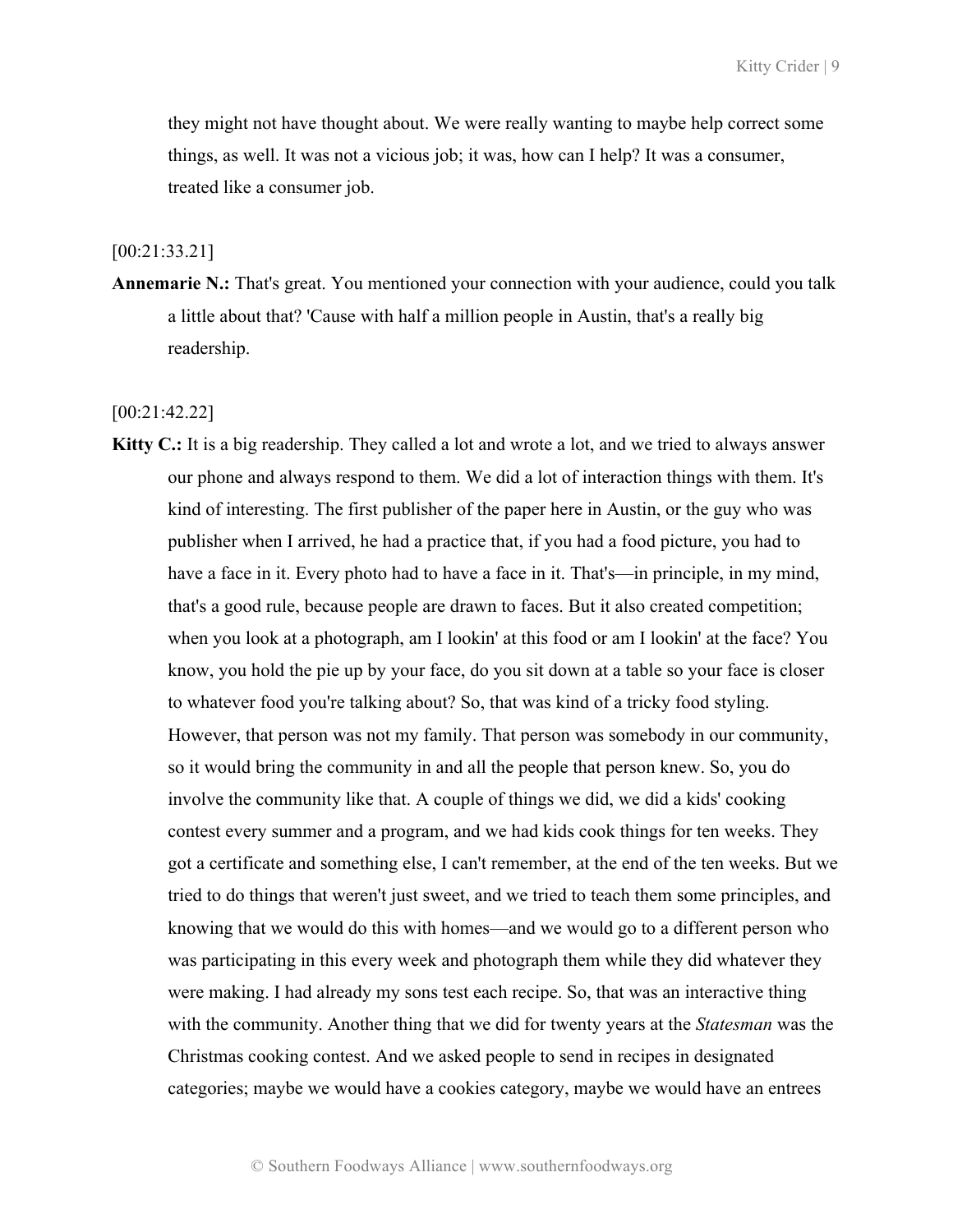they might not have thought about. We were really wanting to maybe help correct some things, as well. It was not a vicious job; it was, how can I help? It was a consumer, treated like a consumer job.

[00:21:33.21]

**Annemarie N.:** That's great. You mentioned your connection with your audience, could you talk a little about that? 'Cause with half a million people in Austin, that's a really big readership.

[00:21:42.22]

**Kitty C.:** It is a big readership. They called a lot and wrote a lot, and we tried to always answer our phone and always respond to them. We did a lot of interaction things with them. It's kind of interesting. The first publisher of the paper here in Austin, or the guy who was publisher when I arrived, he had a practice that, if you had a food picture, you had to have a face in it. Every photo had to have a face in it. That's—in principle, in my mind, that's a good rule, because people are drawn to faces. But it also created competition; when you look at a photograph, am I lookin' at this food or am I lookin' at the face? You know, you hold the pie up by your face, do you sit down at a table so your face is closer to whatever food you're talking about? So, that was kind of a tricky food styling. However, that person was not my family. That person was somebody in our community, so it would bring the community in and all the people that person knew. So, you do involve the community like that. A couple of things we did, we did a kids' cooking contest every summer and a program, and we had kids cook things for ten weeks. They got a certificate and something else, I can't remember, at the end of the ten weeks. But we tried to do things that weren't just sweet, and we tried to teach them some principles, and knowing that we would do this with homes—and we would go to a different person who was participating in this every week and photograph them while they did whatever they were making. I had already my sons test each recipe. So, that was an interactive thing with the community. Another thing that we did for twenty years at the *Statesman* was the Christmas cooking contest. And we asked people to send in recipes in designated categories; maybe we would have a cookies category, maybe we would have an entrees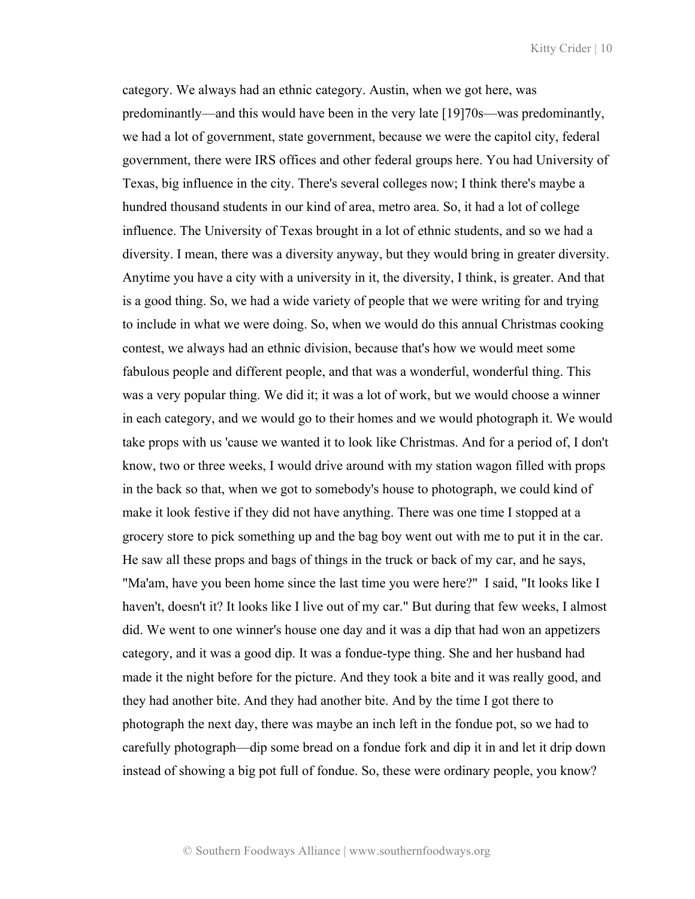category. We always had an ethnic category. Austin, when we got here, was predominantly—and this would have been in the very late [19]70s—was predominantly, we had a lot of government, state government, because we were the capitol city, federal government, there were IRS offices and other federal groups here. You had University of Texas, big influence in the city. There's several colleges now; I think there's maybe a hundred thousand students in our kind of area, metro area. So, it had a lot of college influence. The University of Texas brought in a lot of ethnic students, and so we had a diversity. I mean, there was a diversity anyway, but they would bring in greater diversity. Anytime you have a city with a university in it, the diversity, I think, is greater. And that is a good thing. So, we had a wide variety of people that we were writing for and trying to include in what we were doing. So, when we would do this annual Christmas cooking contest, we always had an ethnic division, because that's how we would meet some fabulous people and different people, and that was a wonderful, wonderful thing. This was a very popular thing. We did it; it was a lot of work, but we would choose a winner in each category, and we would go to their homes and we would photograph it. We would take props with us 'cause we wanted it to look like Christmas. And for a period of, I don't know, two or three weeks, I would drive around with my station wagon filled with props in the back so that, when we got to somebody's house to photograph, we could kind of make it look festive if they did not have anything. There was one time I stopped at a grocery store to pick something up and the bag boy went out with me to put it in the car. He saw all these props and bags of things in the truck or back of my car, and he says, "Ma'am, have you been home since the last time you were here?" I said, "It looks like I haven't, doesn't it? It looks like I live out of my car." But during that few weeks, I almost did. We went to one winner's house one day and it was a dip that had won an appetizers category, and it was a good dip. It was a fondue-type thing. She and her husband had made it the night before for the picture. And they took a bite and it was really good, and they had another bite. And they had another bite. And by the time I got there to photograph the next day, there was maybe an inch left in the fondue pot, so we had to carefully photograph—dip some bread on a fondue fork and dip it in and let it drip down instead of showing a big pot full of fondue. So, these were ordinary people, you know?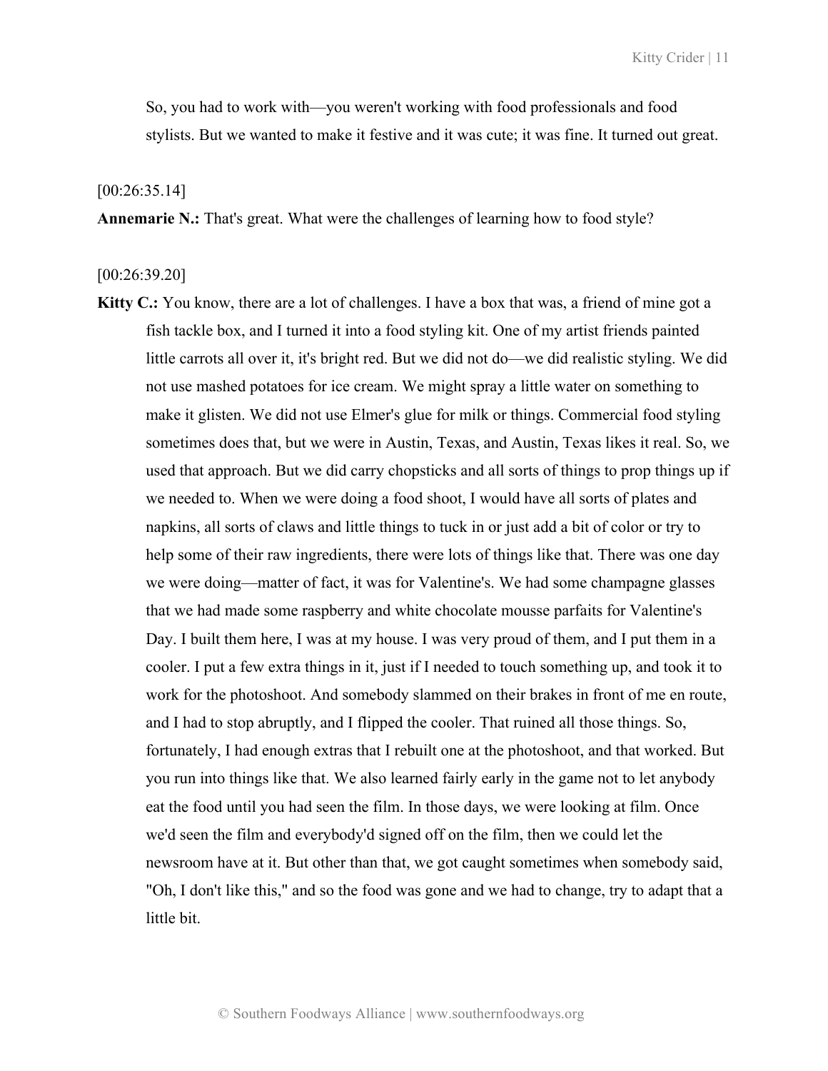So, you had to work with—you weren't working with food professionals and food stylists. But we wanted to make it festive and it was cute; it was fine. It turned out great.

[00:26:35.14]

**Annemarie N.:** That's great. What were the challenges of learning how to food style?

[00:26:39.20]

**Kitty C.:** You know, there are a lot of challenges. I have a box that was, a friend of mine got a fish tackle box, and I turned it into a food styling kit. One of my artist friends painted little carrots all over it, it's bright red. But we did not do—we did realistic styling. We did not use mashed potatoes for ice cream. We might spray a little water on something to make it glisten. We did not use Elmer's glue for milk or things. Commercial food styling sometimes does that, but we were in Austin, Texas, and Austin, Texas likes it real. So, we used that approach. But we did carry chopsticks and all sorts of things to prop things up if we needed to. When we were doing a food shoot, I would have all sorts of plates and napkins, all sorts of claws and little things to tuck in or just add a bit of color or try to help some of their raw ingredients, there were lots of things like that. There was one day we were doing—matter of fact, it was for Valentine's. We had some champagne glasses that we had made some raspberry and white chocolate mousse parfaits for Valentine's Day. I built them here, I was at my house. I was very proud of them, and I put them in a cooler. I put a few extra things in it, just if I needed to touch something up, and took it to work for the photoshoot. And somebody slammed on their brakes in front of me en route, and I had to stop abruptly, and I flipped the cooler. That ruined all those things. So, fortunately, I had enough extras that I rebuilt one at the photoshoot, and that worked. But you run into things like that. We also learned fairly early in the game not to let anybody eat the food until you had seen the film. In those days, we were looking at film. Once we'd seen the film and everybody'd signed off on the film, then we could let the newsroom have at it. But other than that, we got caught sometimes when somebody said, "Oh, I don't like this," and so the food was gone and we had to change, try to adapt that a little bit.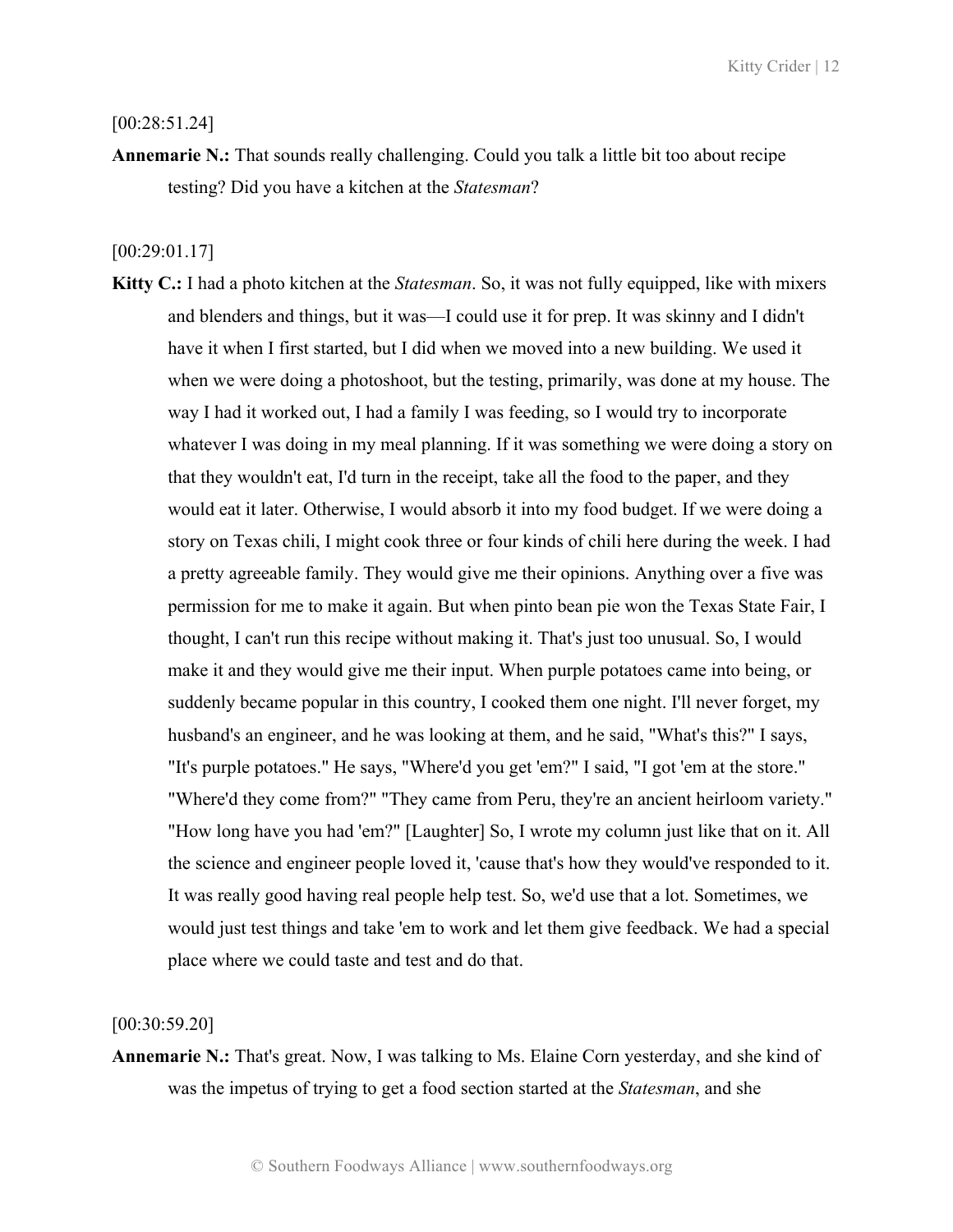[00:28:51.24]

**Annemarie N.:** That sounds really challenging. Could you talk a little bit too about recipe testing? Did you have a kitchen at the *Statesman*?

[00:29:01.17]

**Kitty C.:** I had a photo kitchen at the *Statesman*. So, it was not fully equipped, like with mixers and blenders and things, but it was—I could use it for prep. It was skinny and I didn't have it when I first started, but I did when we moved into a new building. We used it when we were doing a photoshoot, but the testing, primarily, was done at my house. The way I had it worked out, I had a family I was feeding, so I would try to incorporate whatever I was doing in my meal planning. If it was something we were doing a story on that they wouldn't eat, I'd turn in the receipt, take all the food to the paper, and they would eat it later. Otherwise, I would absorb it into my food budget. If we were doing a story on Texas chili, I might cook three or four kinds of chili here during the week. I had a pretty agreeable family. They would give me their opinions. Anything over a five was permission for me to make it again. But when pinto bean pie won the Texas State Fair, I thought, I can't run this recipe without making it. That's just too unusual. So, I would make it and they would give me their input. When purple potatoes came into being, or suddenly became popular in this country, I cooked them one night. I'll never forget, my husband's an engineer, and he was looking at them, and he said, "What's this?" I says, "It's purple potatoes." He says, "Where'd you get 'em?" I said, "I got 'em at the store." "Where'd they come from?" "They came from Peru, they're an ancient heirloom variety." "How long have you had 'em?" [Laughter] So, I wrote my column just like that on it. All the science and engineer people loved it, 'cause that's how they would've responded to it. It was really good having real people help test. So, we'd use that a lot. Sometimes, we would just test things and take 'em to work and let them give feedback. We had a special place where we could taste and test and do that.

[00:30:59.20]

**Annemarie N.:** That's great. Now, I was talking to Ms. Elaine Corn yesterday, and she kind of was the impetus of trying to get a food section started at the *Statesman*, and she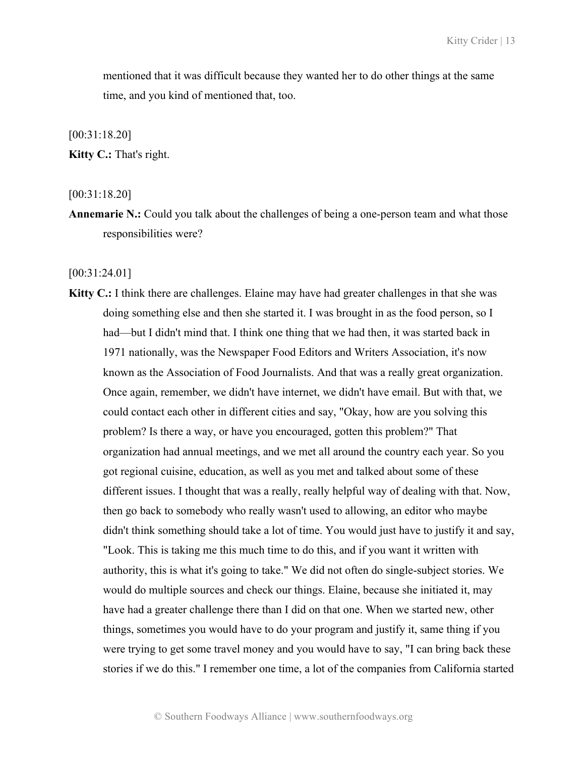mentioned that it was difficult because they wanted her to do other things at the same time, and you kind of mentioned that, too.

[00:31:18.20]

**Kitty C.:** That's right.

[00:31:18.20]

**Annemarie N.:** Could you talk about the challenges of being a one-person team and what those responsibilities were?

[00:31:24.01]

**Kitty C.:** I think there are challenges. Elaine may have had greater challenges in that she was doing something else and then she started it. I was brought in as the food person, so I had—but I didn't mind that. I think one thing that we had then, it was started back in 1971 nationally, was the Newspaper Food Editors and Writers Association, it's now known as the Association of Food Journalists. And that was a really great organization. Once again, remember, we didn't have internet, we didn't have email. But with that, we could contact each other in different cities and say, "Okay, how are you solving this problem? Is there a way, or have you encouraged, gotten this problem?" That organization had annual meetings, and we met all around the country each year. So you got regional cuisine, education, as well as you met and talked about some of these different issues. I thought that was a really, really helpful way of dealing with that. Now, then go back to somebody who really wasn't used to allowing, an editor who maybe didn't think something should take a lot of time. You would just have to justify it and say, "Look. This is taking me this much time to do this, and if you want it written with authority, this is what it's going to take." We did not often do single-subject stories. We would do multiple sources and check our things. Elaine, because she initiated it, may have had a greater challenge there than I did on that one. When we started new, other things, sometimes you would have to do your program and justify it, same thing if you were trying to get some travel money and you would have to say, "I can bring back these stories if we do this." I remember one time, a lot of the companies from California started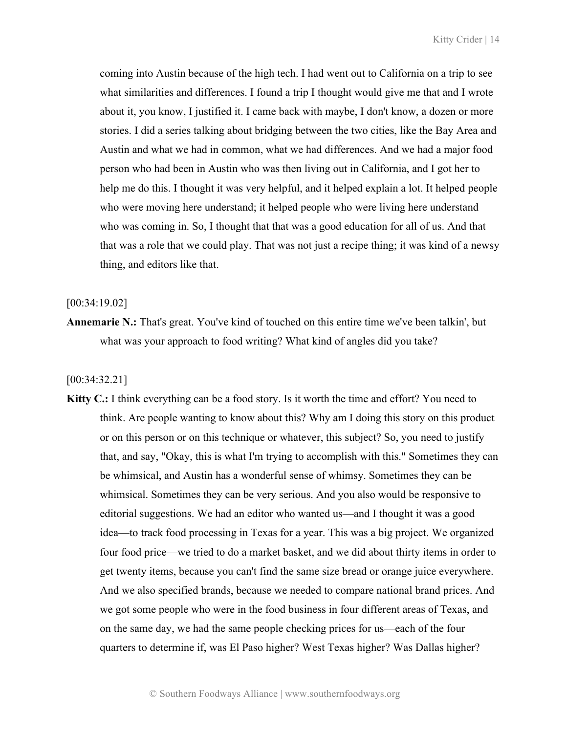coming into Austin because of the high tech. I had went out to California on a trip to see what similarities and differences. I found a trip I thought would give me that and I wrote about it, you know, I justified it. I came back with maybe, I don't know, a dozen or more stories. I did a series talking about bridging between the two cities, like the Bay Area and Austin and what we had in common, what we had differences. And we had a major food person who had been in Austin who was then living out in California, and I got her to help me do this. I thought it was very helpful, and it helped explain a lot. It helped people who were moving here understand; it helped people who were living here understand who was coming in. So, I thought that that was a good education for all of us. And that that was a role that we could play. That was not just a recipe thing; it was kind of a newsy thing, and editors like that.

[00:34:19.02]

**Annemarie N.:** That's great. You've kind of touched on this entire time we've been talkin', but what was your approach to food writing? What kind of angles did you take?

[00:34:32.21]

**Kitty C.:** I think everything can be a food story. Is it worth the time and effort? You need to think. Are people wanting to know about this? Why am I doing this story on this product or on this person or on this technique or whatever, this subject? So, you need to justify that, and say, "Okay, this is what I'm trying to accomplish with this." Sometimes they can be whimsical, and Austin has a wonderful sense of whimsy. Sometimes they can be whimsical. Sometimes they can be very serious. And you also would be responsive to editorial suggestions. We had an editor who wanted us—and I thought it was a good idea—to track food processing in Texas for a year. This was a big project. We organized four food price—we tried to do a market basket, and we did about thirty items in order to get twenty items, because you can't find the same size bread or orange juice everywhere. And we also specified brands, because we needed to compare national brand prices. And we got some people who were in the food business in four different areas of Texas, and on the same day, we had the same people checking prices for us—each of the four quarters to determine if, was El Paso higher? West Texas higher? Was Dallas higher?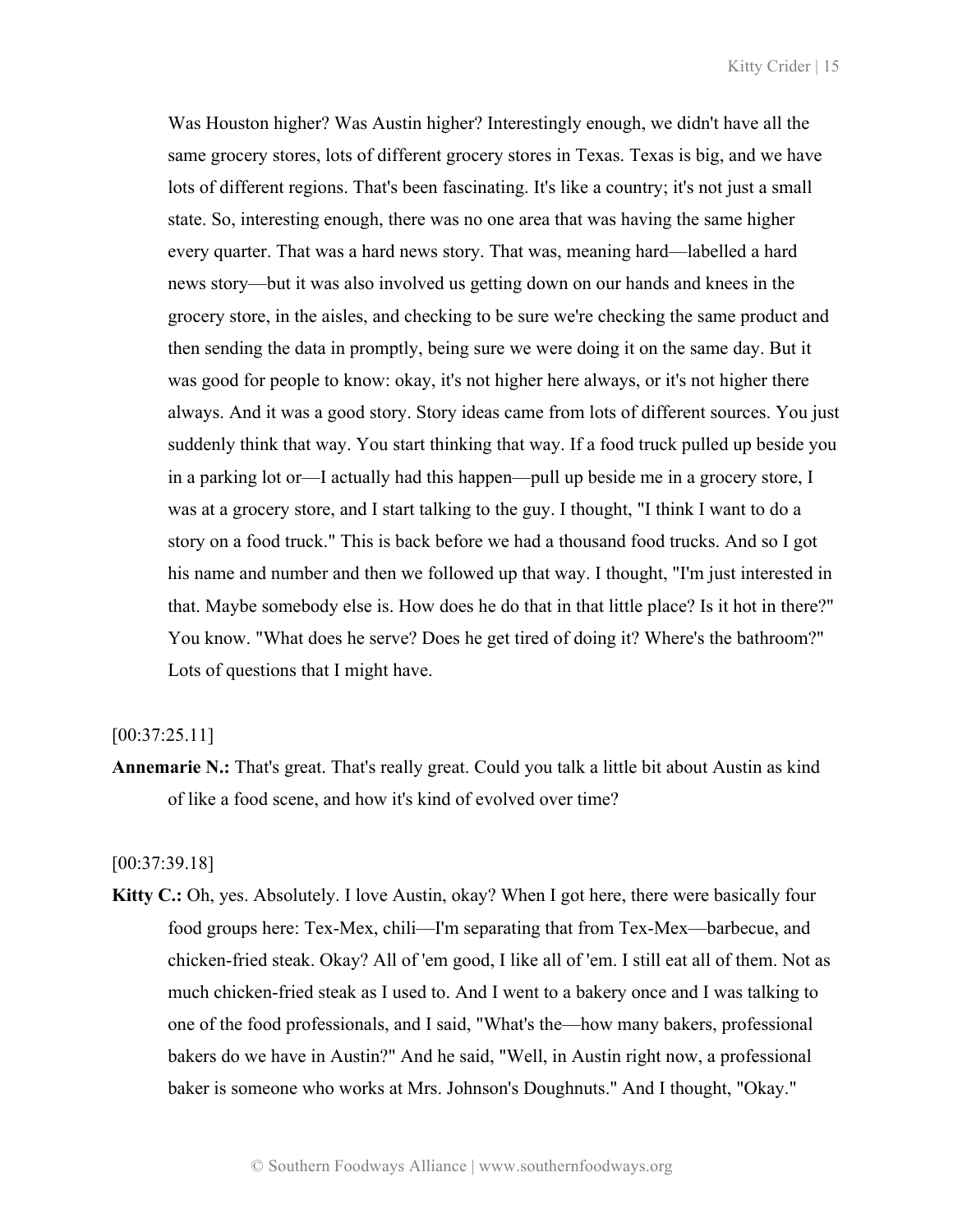Was Houston higher? Was Austin higher? Interestingly enough, we didn't have all the same grocery stores, lots of different grocery stores in Texas. Texas is big, and we have lots of different regions. That's been fascinating. It's like a country; it's not just a small state. So, interesting enough, there was no one area that was having the same higher every quarter. That was a hard news story. That was, meaning hard—labelled a hard news story—but it was also involved us getting down on our hands and knees in the grocery store, in the aisles, and checking to be sure we're checking the same product and then sending the data in promptly, being sure we were doing it on the same day. But it was good for people to know: okay, it's not higher here always, or it's not higher there always. And it was a good story. Story ideas came from lots of different sources. You just suddenly think that way. You start thinking that way. If a food truck pulled up beside you in a parking lot or—I actually had this happen—pull up beside me in a grocery store, I was at a grocery store, and I start talking to the guy. I thought, "I think I want to do a story on a food truck." This is back before we had a thousand food trucks. And so I got his name and number and then we followed up that way. I thought, "I'm just interested in that. Maybe somebody else is. How does he do that in that little place? Is it hot in there?" You know. "What does he serve? Does he get tired of doing it? Where's the bathroom?" Lots of questions that I might have.

[00:37:25.11]

**Annemarie N.:** That's great. That's really great. Could you talk a little bit about Austin as kind of like a food scene, and how it's kind of evolved over time?

[00:37:39.18]

**Kitty C.:** Oh, yes. Absolutely. I love Austin, okay? When I got here, there were basically four food groups here: Tex-Mex, chili—I'm separating that from Tex-Mex—barbecue, and chicken-fried steak. Okay? All of 'em good, I like all of 'em. I still eat all of them. Not as much chicken-fried steak as I used to. And I went to a bakery once and I was talking to one of the food professionals, and I said, "What's the—how many bakers, professional bakers do we have in Austin?" And he said, "Well, in Austin right now, a professional baker is someone who works at Mrs. Johnson's Doughnuts." And I thought, "Okay."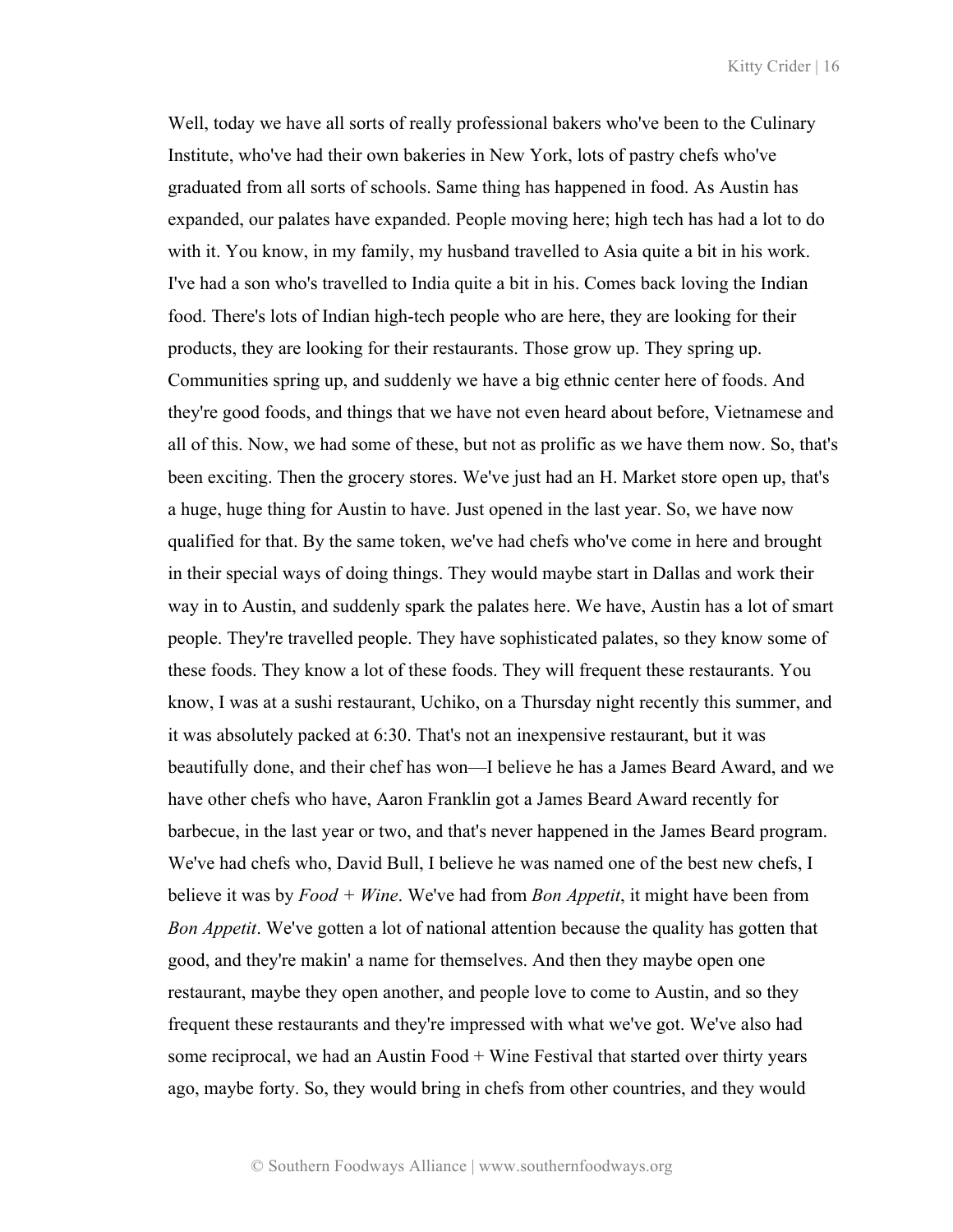Well, today we have all sorts of really professional bakers who've been to the Culinary Institute, who've had their own bakeries in New York, lots of pastry chefs who've graduated from all sorts of schools. Same thing has happened in food. As Austin has expanded, our palates have expanded. People moving here; high tech has had a lot to do with it. You know, in my family, my husband travelled to Asia quite a bit in his work. I've had a son who's travelled to India quite a bit in his. Comes back loving the Indian food. There's lots of Indian high-tech people who are here, they are looking for their products, they are looking for their restaurants. Those grow up. They spring up. Communities spring up, and suddenly we have a big ethnic center here of foods. And they're good foods, and things that we have not even heard about before, Vietnamese and all of this. Now, we had some of these, but not as prolific as we have them now. So, that's been exciting. Then the grocery stores. We've just had an H. Market store open up, that's a huge, huge thing for Austin to have. Just opened in the last year. So, we have now qualified for that. By the same token, we've had chefs who've come in here and brought in their special ways of doing things. They would maybe start in Dallas and work their way in to Austin, and suddenly spark the palates here. We have, Austin has a lot of smart people. They're travelled people. They have sophisticated palates, so they know some of these foods. They know a lot of these foods. They will frequent these restaurants. You know, I was at a sushi restaurant, Uchiko, on a Thursday night recently this summer, and it was absolutely packed at 6:30. That's not an inexpensive restaurant, but it was beautifully done, and their chef has won—I believe he has a James Beard Award, and we have other chefs who have, Aaron Franklin got a James Beard Award recently for barbecue, in the last year or two, and that's never happened in the James Beard program. We've had chefs who, David Bull, I believe he was named one of the best new chefs, I believe it was by *Food + Wine*. We've had from *Bon Appetit*, it might have been from *Bon Appetit*. We've gotten a lot of national attention because the quality has gotten that good, and they're makin' a name for themselves. And then they maybe open one restaurant, maybe they open another, and people love to come to Austin, and so they frequent these restaurants and they're impressed with what we've got. We've also had some reciprocal, we had an Austin Food + Wine Festival that started over thirty years ago, maybe forty. So, they would bring in chefs from other countries, and they would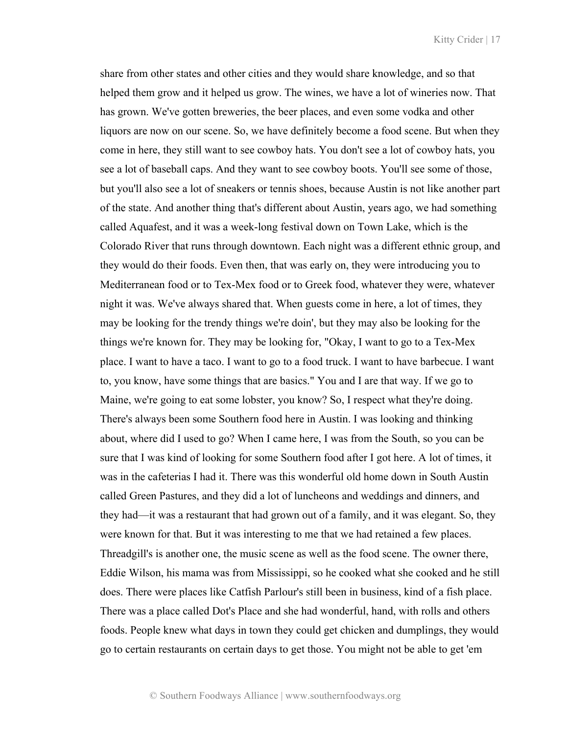share from other states and other cities and they would share knowledge, and so that helped them grow and it helped us grow. The wines, we have a lot of wineries now. That has grown. We've gotten breweries, the beer places, and even some vodka and other liquors are now on our scene. So, we have definitely become a food scene. But when they come in here, they still want to see cowboy hats. You don't see a lot of cowboy hats, you see a lot of baseball caps. And they want to see cowboy boots. You'll see some of those, but you'll also see a lot of sneakers or tennis shoes, because Austin is not like another part of the state. And another thing that's different about Austin, years ago, we had something called Aquafest, and it was a week-long festival down on Town Lake, which is the Colorado River that runs through downtown. Each night was a different ethnic group, and they would do their foods. Even then, that was early on, they were introducing you to Mediterranean food or to Tex-Mex food or to Greek food, whatever they were, whatever night it was. We've always shared that. When guests come in here, a lot of times, they may be looking for the trendy things we're doin', but they may also be looking for the things we're known for. They may be looking for, "Okay, I want to go to a Tex-Mex place. I want to have a taco. I want to go to a food truck. I want to have barbecue. I want to, you know, have some things that are basics." You and I are that way. If we go to Maine, we're going to eat some lobster, you know? So, I respect what they're doing. There's always been some Southern food here in Austin. I was looking and thinking about, where did I used to go? When I came here, I was from the South, so you can be sure that I was kind of looking for some Southern food after I got here. A lot of times, it was in the cafeterias I had it. There was this wonderful old home down in South Austin called Green Pastures, and they did a lot of luncheons and weddings and dinners, and they had—it was a restaurant that had grown out of a family, and it was elegant. So, they were known for that. But it was interesting to me that we had retained a few places. Threadgill's is another one, the music scene as well as the food scene. The owner there, Eddie Wilson, his mama was from Mississippi, so he cooked what she cooked and he still does. There were places like Catfish Parlour's still been in business, kind of a fish place. There was a place called Dot's Place and she had wonderful, hand, with rolls and others foods. People knew what days in town they could get chicken and dumplings, they would go to certain restaurants on certain days to get those. You might not be able to get 'em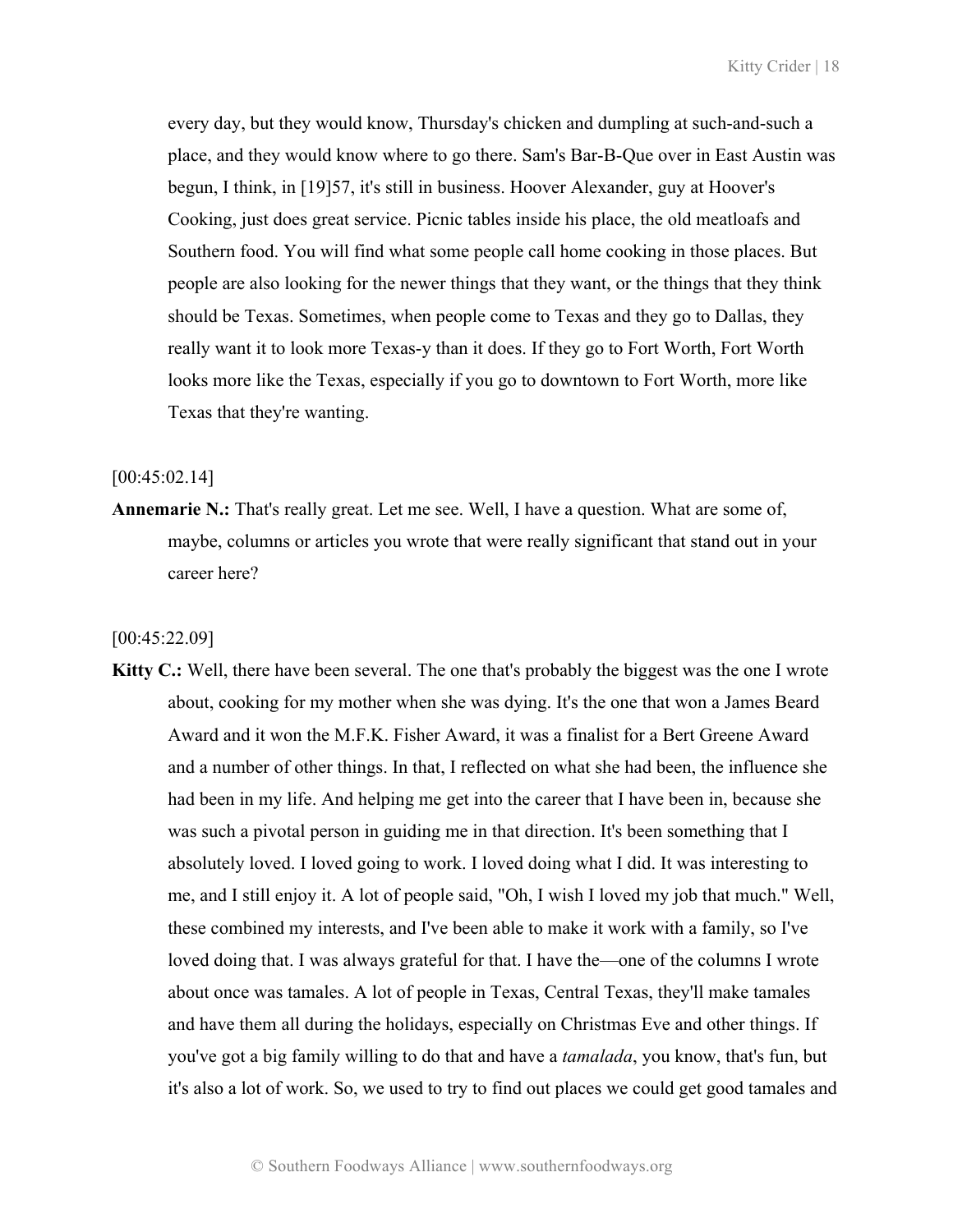every day, but they would know, Thursday's chicken and dumpling at such-and-such a place, and they would know where to go there. Sam's Bar-B-Que over in East Austin was begun, I think, in [19]57, it's still in business. Hoover Alexander, guy at Hoover's Cooking, just does great service. Picnic tables inside his place, the old meatloafs and Southern food. You will find what some people call home cooking in those places. But people are also looking for the newer things that they want, or the things that they think should be Texas. Sometimes, when people come to Texas and they go to Dallas, they really want it to look more Texas-y than it does. If they go to Fort Worth, Fort Worth looks more like the Texas, especially if you go to downtown to Fort Worth, more like Texas that they're wanting.

[00:45:02.14]

**Annemarie N.:** That's really great. Let me see. Well, I have a question. What are some of, maybe, columns or articles you wrote that were really significant that stand out in your career here?

[00:45:22.09]

**Kitty C.:** Well, there have been several. The one that's probably the biggest was the one I wrote about, cooking for my mother when she was dying. It's the one that won a James Beard Award and it won the M.F.K. Fisher Award, it was a finalist for a Bert Greene Award and a number of other things. In that, I reflected on what she had been, the influence she had been in my life. And helping me get into the career that I have been in, because she was such a pivotal person in guiding me in that direction. It's been something that I absolutely loved. I loved going to work. I loved doing what I did. It was interesting to me, and I still enjoy it. A lot of people said, "Oh, I wish I loved my job that much." Well, these combined my interests, and I've been able to make it work with a family, so I've loved doing that. I was always grateful for that. I have the—one of the columns I wrote about once was tamales. A lot of people in Texas, Central Texas, they'll make tamales and have them all during the holidays, especially on Christmas Eve and other things. If you've got a big family willing to do that and have a *tamalada*, you know, that's fun, but it's also a lot of work. So, we used to try to find out places we could get good tamales and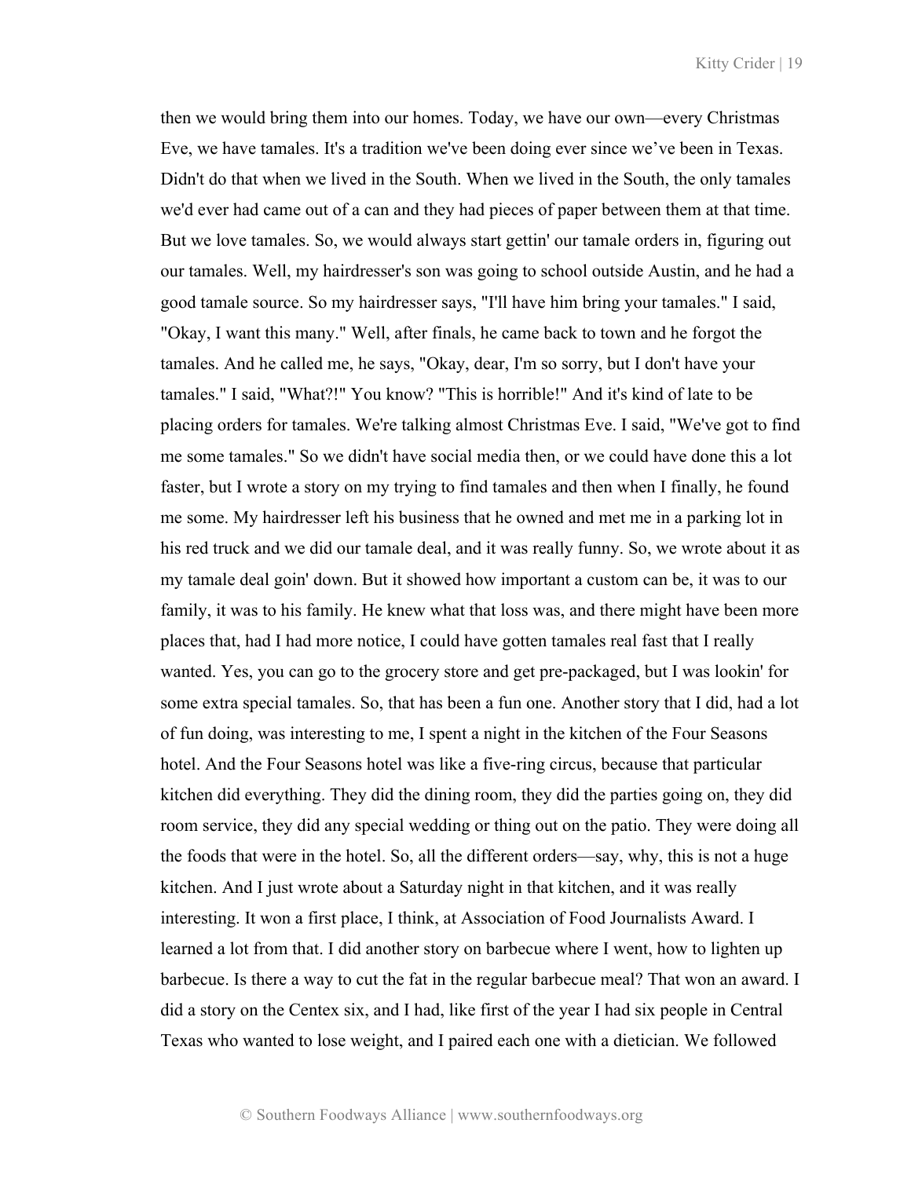then we would bring them into our homes. Today, we have our own—every Christmas Eve, we have tamales. It's a tradition we've been doing ever since we've been in Texas. Didn't do that when we lived in the South. When we lived in the South, the only tamales we'd ever had came out of a can and they had pieces of paper between them at that time. But we love tamales. So, we would always start gettin' our tamale orders in, figuring out our tamales. Well, my hairdresser's son was going to school outside Austin, and he had a good tamale source. So my hairdresser says, "I'll have him bring your tamales." I said, "Okay, I want this many." Well, after finals, he came back to town and he forgot the tamales. And he called me, he says, "Okay, dear, I'm so sorry, but I don't have your tamales." I said, "What?!" You know? "This is horrible!" And it's kind of late to be placing orders for tamales. We're talking almost Christmas Eve. I said, "We've got to find me some tamales." So we didn't have social media then, or we could have done this a lot faster, but I wrote a story on my trying to find tamales and then when I finally, he found me some. My hairdresser left his business that he owned and met me in a parking lot in his red truck and we did our tamale deal, and it was really funny. So, we wrote about it as my tamale deal goin' down. But it showed how important a custom can be, it was to our family, it was to his family. He knew what that loss was, and there might have been more places that, had I had more notice, I could have gotten tamales real fast that I really wanted. Yes, you can go to the grocery store and get pre-packaged, but I was lookin' for some extra special tamales. So, that has been a fun one. Another story that I did, had a lot of fun doing, was interesting to me, I spent a night in the kitchen of the Four Seasons hotel. And the Four Seasons hotel was like a five-ring circus, because that particular kitchen did everything. They did the dining room, they did the parties going on, they did room service, they did any special wedding or thing out on the patio. They were doing all the foods that were in the hotel. So, all the different orders—say, why, this is not a huge kitchen. And I just wrote about a Saturday night in that kitchen, and it was really interesting. It won a first place, I think, at Association of Food Journalists Award. I learned a lot from that. I did another story on barbecue where I went, how to lighten up barbecue. Is there a way to cut the fat in the regular barbecue meal? That won an award. I did a story on the Centex six, and I had, like first of the year I had six people in Central Texas who wanted to lose weight, and I paired each one with a dietician. We followed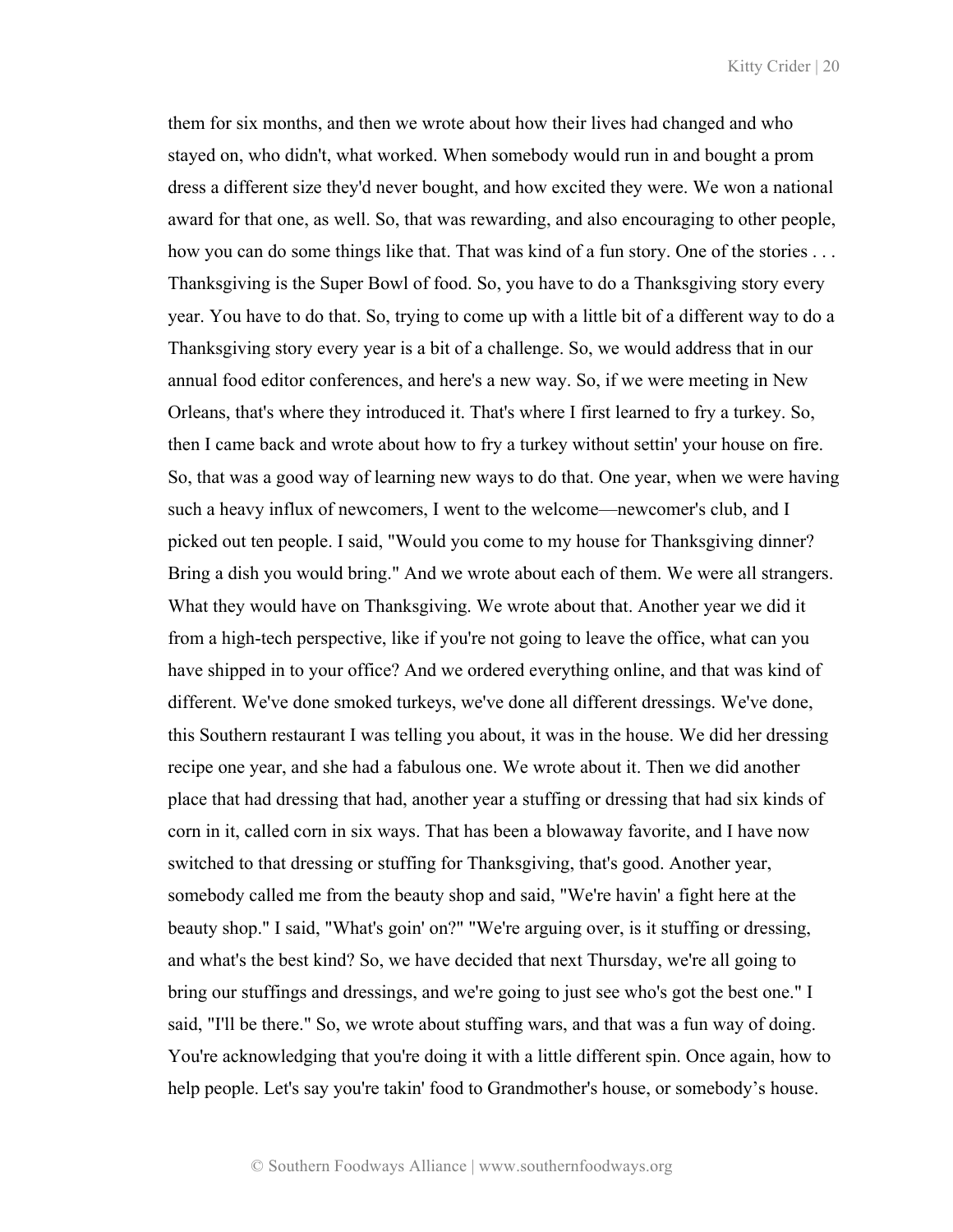them for six months, and then we wrote about how their lives had changed and who stayed on, who didn't, what worked. When somebody would run in and bought a prom dress a different size they'd never bought, and how excited they were. We won a national award for that one, as well. So, that was rewarding, and also encouraging to other people, how you can do some things like that. That was kind of a fun story. One of the stories . . . Thanksgiving is the Super Bowl of food. So, you have to do a Thanksgiving story every year. You have to do that. So, trying to come up with a little bit of a different way to do a Thanksgiving story every year is a bit of a challenge. So, we would address that in our annual food editor conferences, and here's a new way. So, if we were meeting in New Orleans, that's where they introduced it. That's where I first learned to fry a turkey. So, then I came back and wrote about how to fry a turkey without settin' your house on fire. So, that was a good way of learning new ways to do that. One year, when we were having such a heavy influx of newcomers, I went to the welcome—newcomer's club, and I picked out ten people. I said, "Would you come to my house for Thanksgiving dinner? Bring a dish you would bring." And we wrote about each of them. We were all strangers. What they would have on Thanksgiving. We wrote about that. Another year we did it from a high-tech perspective, like if you're not going to leave the office, what can you have shipped in to your office? And we ordered everything online, and that was kind of different. We've done smoked turkeys, we've done all different dressings. We've done, this Southern restaurant I was telling you about, it was in the house. We did her dressing recipe one year, and she had a fabulous one. We wrote about it. Then we did another place that had dressing that had, another year a stuffing or dressing that had six kinds of corn in it, called corn in six ways. That has been a blowaway favorite, and I have now switched to that dressing or stuffing for Thanksgiving, that's good. Another year, somebody called me from the beauty shop and said, "We're havin' a fight here at the beauty shop." I said, "What's goin' on?" "We're arguing over, is it stuffing or dressing, and what's the best kind? So, we have decided that next Thursday, we're all going to bring our stuffings and dressings, and we're going to just see who's got the best one." I said, "I'll be there." So, we wrote about stuffing wars, and that was a fun way of doing. You're acknowledging that you're doing it with a little different spin. Once again, how to help people. Let's say you're takin' food to Grandmother's house, or somebody's house.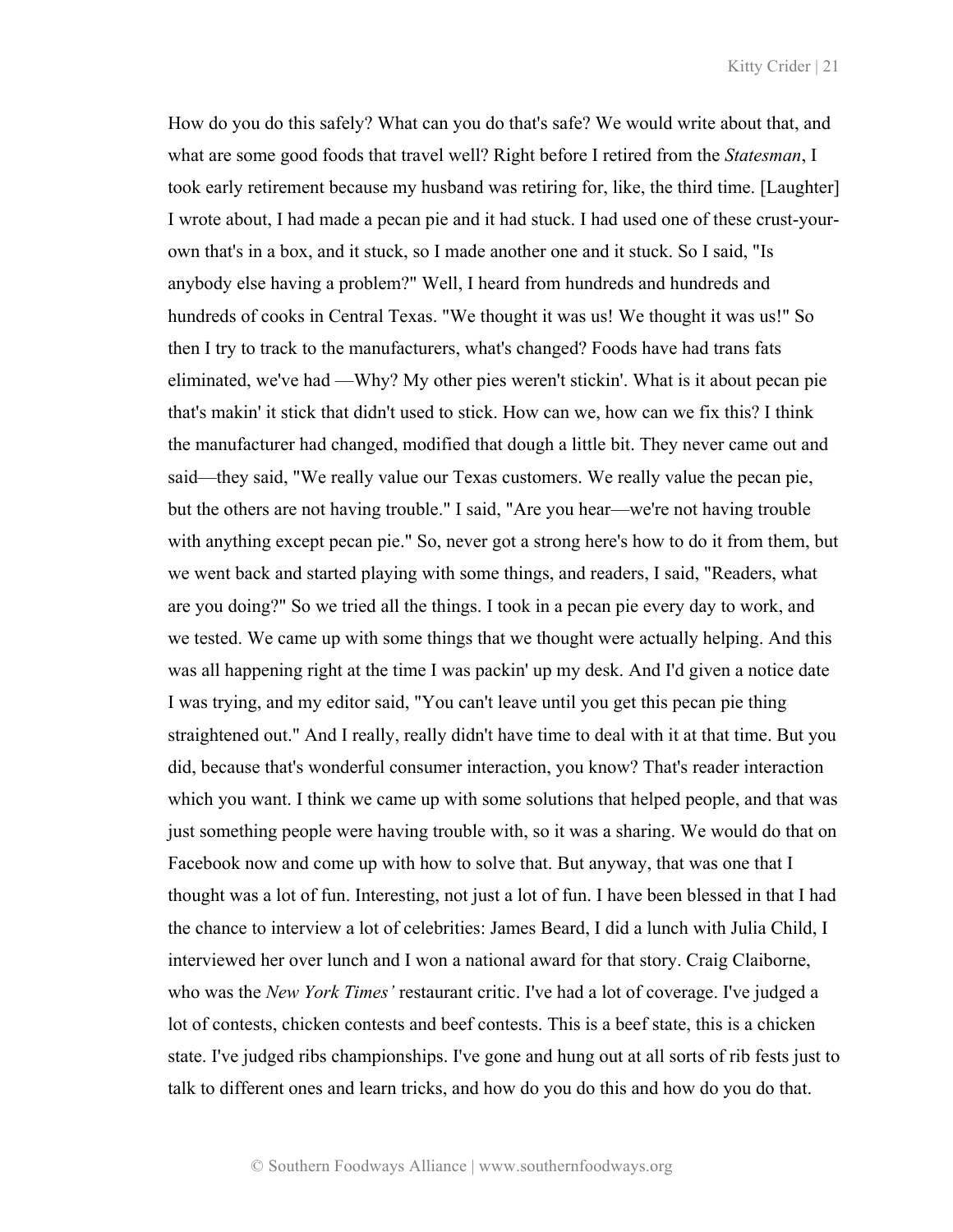How do you do this safely? What can you do that's safe? We would write about that, and what are some good foods that travel well? Right before I retired from the *Statesman*, I took early retirement because my husband was retiring for, like, the third time. [Laughter] I wrote about, I had made a pecan pie and it had stuck. I had used one of these crust-your-own that's in a box, and it stuck, so I made another one and it stuck. So I said, "Is anybody else having a problem?" Well, I heard from hundreds and hundreds and hundreds of cooks in Central Texas. "We thought it was us! We thought it was us!" So then I try to track to the manufacturers, what's changed? Foods have had trans fats eliminated, we've had —Why? My other pies weren't stickin'. What is it about pecan pie that's makin' it stick that didn't used to stick. How can we, how can we fix this? I think the manufacturer had changed, modified that dough a little bit. They never came out and said—they said, "We really value our Texas customers. We really value the pecan pie, but the others are not having trouble." I said, "Are you hear—we're not having trouble with anything except pecan pie." So, never got a strong here's how to do it from them, but we went back and started playing with some things, and readers, I said, "Readers, what are you doing?" So we tried all the things. I took in a pecan pie every day to work, and we tested. We came up with some things that we thought were actually helping. And this was all happening right at the time I was packin' up my desk. And I'd given a notice date I was trying, and my editor said, "You can't leave until you get this pecan pie thing straightened out." And I really, really didn't have time to deal with it at that time. But you did, because that's wonderful consumer interaction, you know? That's reader interaction which you want. I think we came up with some solutions that helped people, and that was just something people were having trouble with, so it was a sharing. We would do that on Facebook now and come up with how to solve that. But anyway, that was one that I thought was a lot of fun. Interesting, not just a lot of fun. I have been blessed in that I had the chance to interview a lot of celebrities: James Beard, I did a lunch with Julia Child, I interviewed her over lunch and I won a national award for that story. Craig Claiborne, who was the *New York Times'* restaurant critic. I've had a lot of coverage. I've judged a lot of contests, chicken contests and beef contests. This is a beef state, this is a chicken state. I've judged ribs championships. I've gone and hung out at all sorts of rib fests just to talk to different ones and learn tricks, and how do you do this and how do you do that.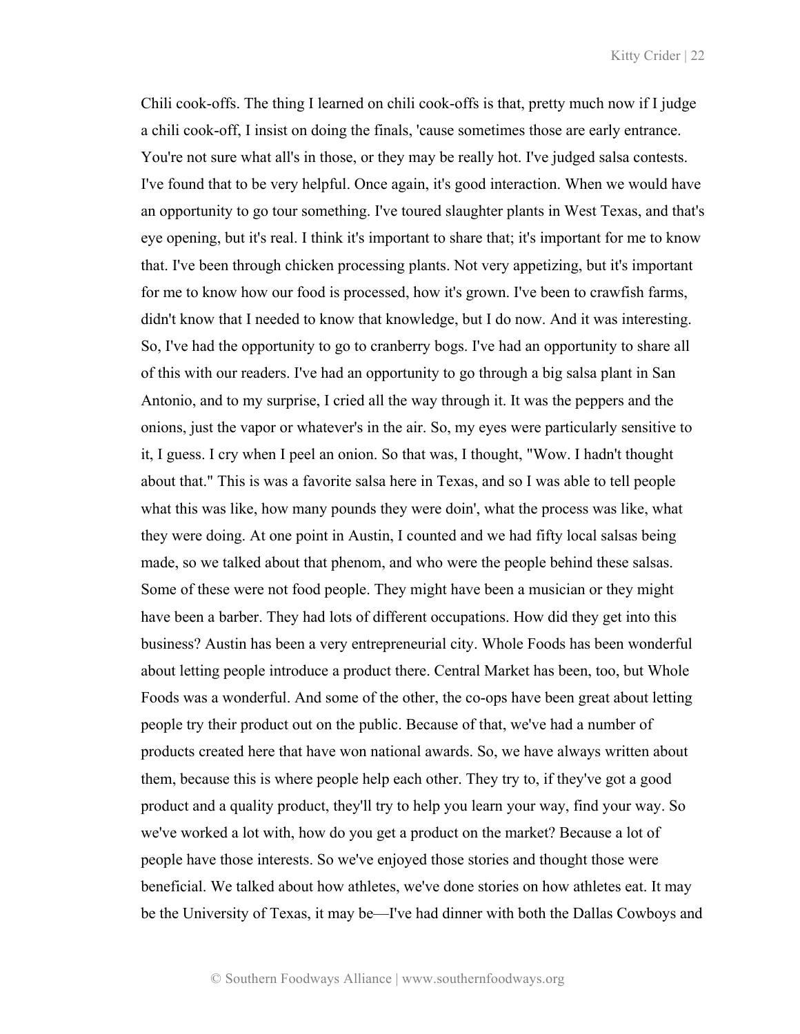Chili cook-offs. The thing I learned on chili cook-offs is that, pretty much now if I judge a chili cook-off, I insist on doing the finals, 'cause sometimes those are early entrance. You're not sure what all's in those, or they may be really hot. I've judged salsa contests. I've found that to be very helpful. Once again, it's good interaction. When we would have an opportunity to go tour something. I've toured slaughter plants in West Texas, and that's eye opening, but it's real. I think it's important to share that; it's important for me to know that. I've been through chicken processing plants. Not very appetizing, but it's important for me to know how our food is processed, how it's grown. I've been to crawfish farms, didn't know that I needed to know that knowledge, but I do now. And it was interesting. So, I've had the opportunity to go to cranberry bogs. I've had an opportunity to share all of this with our readers. I've had an opportunity to go through a big salsa plant in San Antonio, and to my surprise, I cried all the way through it. It was the peppers and the onions, just the vapor or whatever's in the air. So, my eyes were particularly sensitive to it, I guess. I cry when I peel an onion. So that was, I thought, "Wow. I hadn't thought about that." This is was a favorite salsa here in Texas, and so I was able to tell people what this was like, how many pounds they were doin', what the process was like, what they were doing. At one point in Austin, I counted and we had fifty local salsas being made, so we talked about that phenom, and who were the people behind these salsas. Some of these were not food people. They might have been a musician or they might have been a barber. They had lots of different occupations. How did they get into this business? Austin has been a very entrepreneurial city. Whole Foods has been wonderful about letting people introduce a product there. Central Market has been, too, but Whole Foods was a wonderful. And some of the other, the co-ops have been great about letting people try their product out on the public. Because of that, we've had a number of products created here that have won national awards. So, we have always written about them, because this is where people help each other. They try to, if they've got a good product and a quality product, they'll try to help you learn your way, find your way. So we've worked a lot with, how do you get a product on the market? Because a lot of people have those interests. So we've enjoyed those stories and thought those were beneficial. We talked about how athletes, we've done stories on how athletes eat. It may be the University of Texas, it may be—I've had dinner with both the Dallas Cowboys and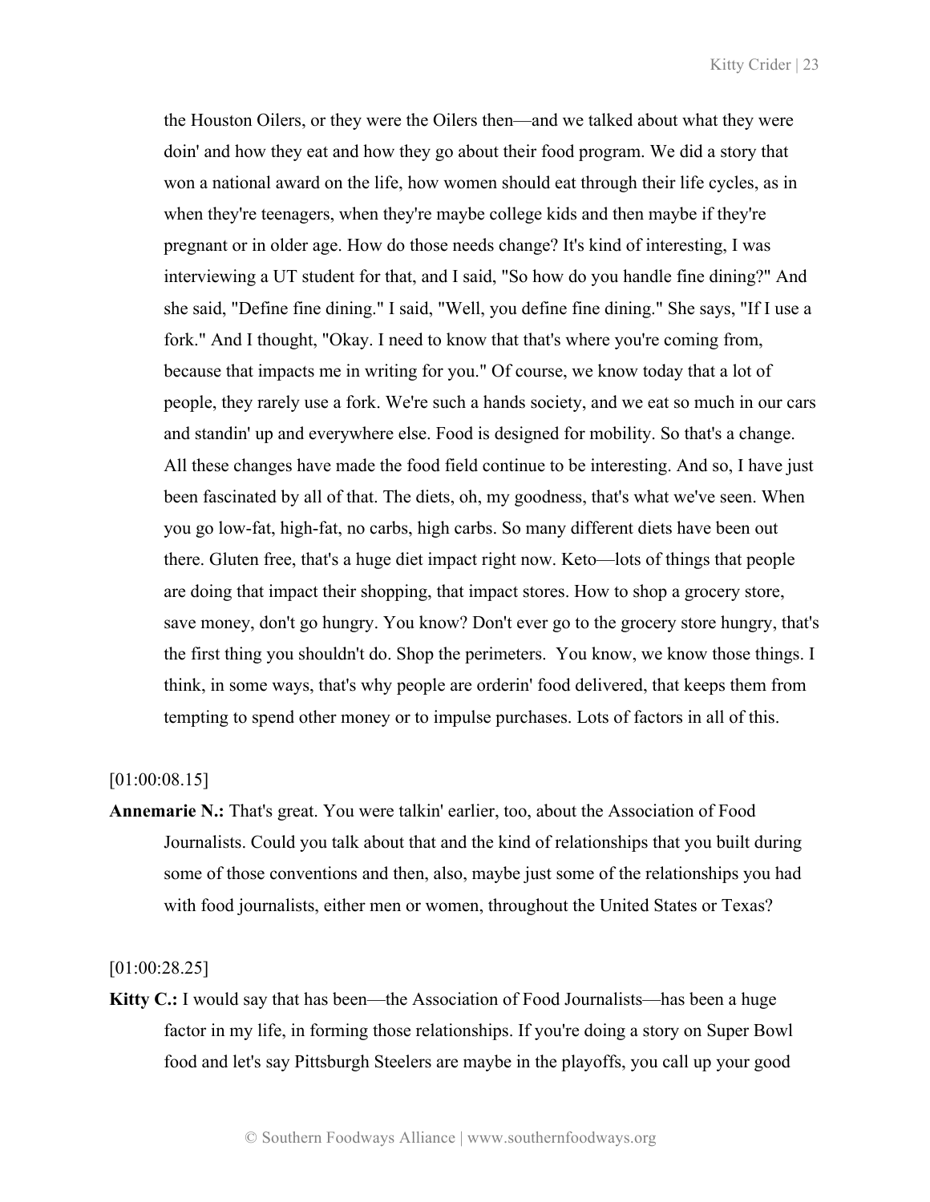the Houston Oilers, or they were the Oilers then—and we talked about what they were doin' and how they eat and how they go about their food program. We did a story that won a national award on the life, how women should eat through their life cycles, as in when they're teenagers, when they're maybe college kids and then maybe if they're pregnant or in older age. How do those needs change? It's kind of interesting, I was interviewing a UT student for that, and I said, "So how do you handle fine dining?" And she said, "Define fine dining." I said, "Well, you define fine dining." She says, "If I use a fork." And I thought, "Okay. I need to know that that's where you're coming from, because that impacts me in writing for you." Of course, we know today that a lot of people, they rarely use a fork. We're such a hands society, and we eat so much in our cars and standin' up and everywhere else. Food is designed for mobility. So that's a change. All these changes have made the food field continue to be interesting. And so, I have just been fascinated by all of that. The diets, oh, my goodness, that's what we've seen. When you go low-fat, high-fat, no carbs, high carbs. So many different diets have been out there. Gluten free, that's a huge diet impact right now. Keto—lots of things that people are doing that impact their shopping, that impact stores. How to shop a grocery store, save money, don't go hungry. You know? Don't ever go to the grocery store hungry, that's the first thing you shouldn't do. Shop the perimeters. You know, we know those things. I think, in some ways, that's why people are orderin' food delivered, that keeps them from tempting to spend other money or to impulse purchases. Lots of factors in all of this.

[01:00:08.15]

**Annemarie N.:** That's great. You were talkin' earlier, too, about the Association of Food Journalists. Could you talk about that and the kind of relationships that you built during some of those conventions and then, also, maybe just some of the relationships you had with food journalists, either men or women, throughout the United States or Texas?

[01:00:28.25]

**Kitty C.:** I would say that has been—the Association of Food Journalists—has been a huge factor in my life, in forming those relationships. If you're doing a story on Super Bowl food and let's say Pittsburgh Steelers are maybe in the playoffs, you call up your good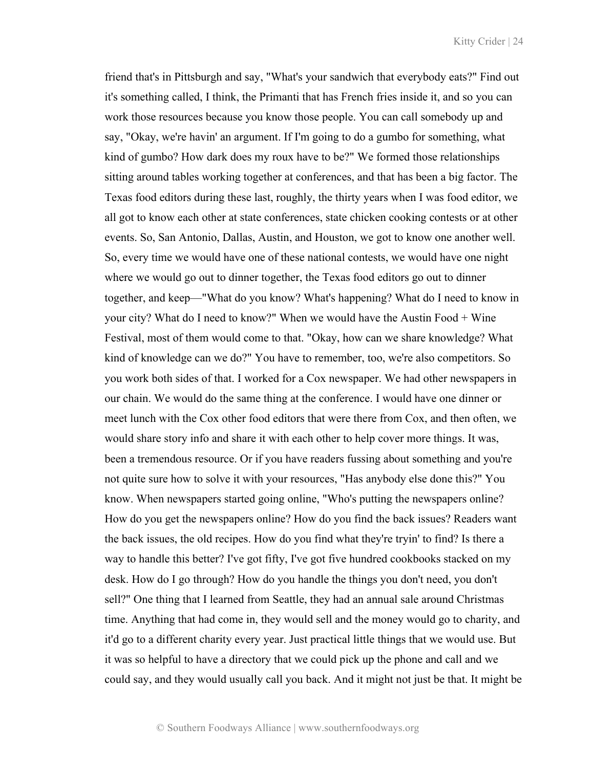friend that's in Pittsburgh and say, "What's your sandwich that everybody eats?" Find out it's something called, I think, the Primanti that has French fries inside it, and so you can work those resources because you know those people. You can call somebody up and say, "Okay, we're havin' an argument. If I'm going to do a gumbo for something, what kind of gumbo? How dark does my roux have to be?" We formed those relationships sitting around tables working together at conferences, and that has been a big factor. The Texas food editors during these last, roughly, the thirty years when I was food editor, we all got to know each other at state conferences, state chicken cooking contests or at other events. So, San Antonio, Dallas, Austin, and Houston, we got to know one another well. So, every time we would have one of these national contests, we would have one night where we would go out to dinner together, the Texas food editors go out to dinner together, and keep—"What do you know? What's happening? What do I need to know in your city? What do I need to know?" When we would have the Austin Food + Wine Festival, most of them would come to that. "Okay, how can we share knowledge? What kind of knowledge can we do?" You have to remember, too, we're also competitors. So you work both sides of that. I worked for a Cox newspaper. We had other newspapers in our chain. We would do the same thing at the conference. I would have one dinner or meet lunch with the Cox other food editors that were there from Cox, and then often, we would share story info and share it with each other to help cover more things. It was, been a tremendous resource. Or if you have readers fussing about something and you're not quite sure how to solve it with your resources, "Has anybody else done this?" You know. When newspapers started going online, "Who's putting the newspapers online? How do you get the newspapers online? How do you find the back issues? Readers want the back issues, the old recipes. How do you find what they're tryin' to find? Is there a way to handle this better? I've got fifty, I've got five hundred cookbooks stacked on my desk. How do I go through? How do you handle the things you don't need, you don't sell?" One thing that I learned from Seattle, they had an annual sale around Christmas time. Anything that had come in, they would sell and the money would go to charity, and it'd go to a different charity every year. Just practical little things that we would use. But it was so helpful to have a directory that we could pick up the phone and call and we could say, and they would usually call you back. And it might not just be that. It might be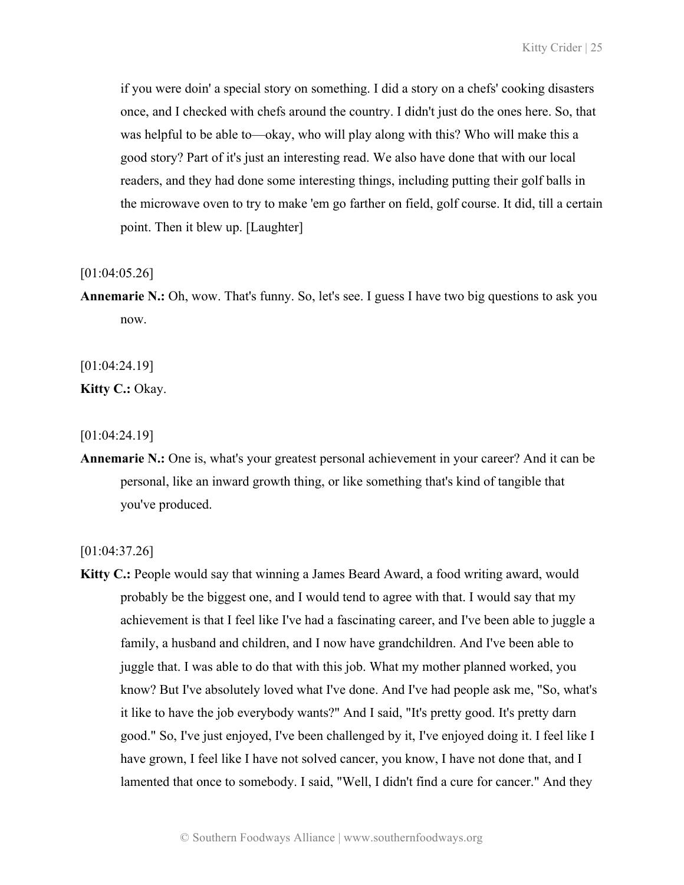if you were doin' a special story on something. I did a story on a chefs' cooking disasters once, and I checked with chefs around the country. I didn't just do the ones here. So, that was helpful to be able to—okay, who will play along with this? Who will make this a good story? Part of it's just an interesting read. We also have done that with our local readers, and they had done some interesting things, including putting their golf balls in the microwave oven to try to make 'em go farther on field, golf course. It did, till a certain point. Then it blew up. [Laughter]

[01:04:05.26]

**Annemarie N.:** Oh, wow. That's funny. So, let's see. I guess I have two big questions to ask you now.

[01:04:24.19]

**Kitty C.:** Okay.

[01:04:24.19]

**Annemarie N.:** One is, what's your greatest personal achievement in your career? And it can be personal, like an inward growth thing, or like something that's kind of tangible that you've produced.

[01:04:37.26]

**Kitty C.:** People would say that winning a James Beard Award, a food writing award, would probably be the biggest one, and I would tend to agree with that. I would say that my achievement is that I feel like I've had a fascinating career, and I've been able to juggle a family, a husband and children, and I now have grandchildren. And I've been able to juggle that. I was able to do that with this job. What my mother planned worked, you know? But I've absolutely loved what I've done. And I've had people ask me, "So, what's it like to have the job everybody wants?" And I said, "It's pretty good. It's pretty darn good." So, I've just enjoyed, I've been challenged by it, I've enjoyed doing it. I feel like I have grown, I feel like I have not solved cancer, you know, I have not done that, and I lamented that once to somebody. I said, "Well, I didn't find a cure for cancer." And they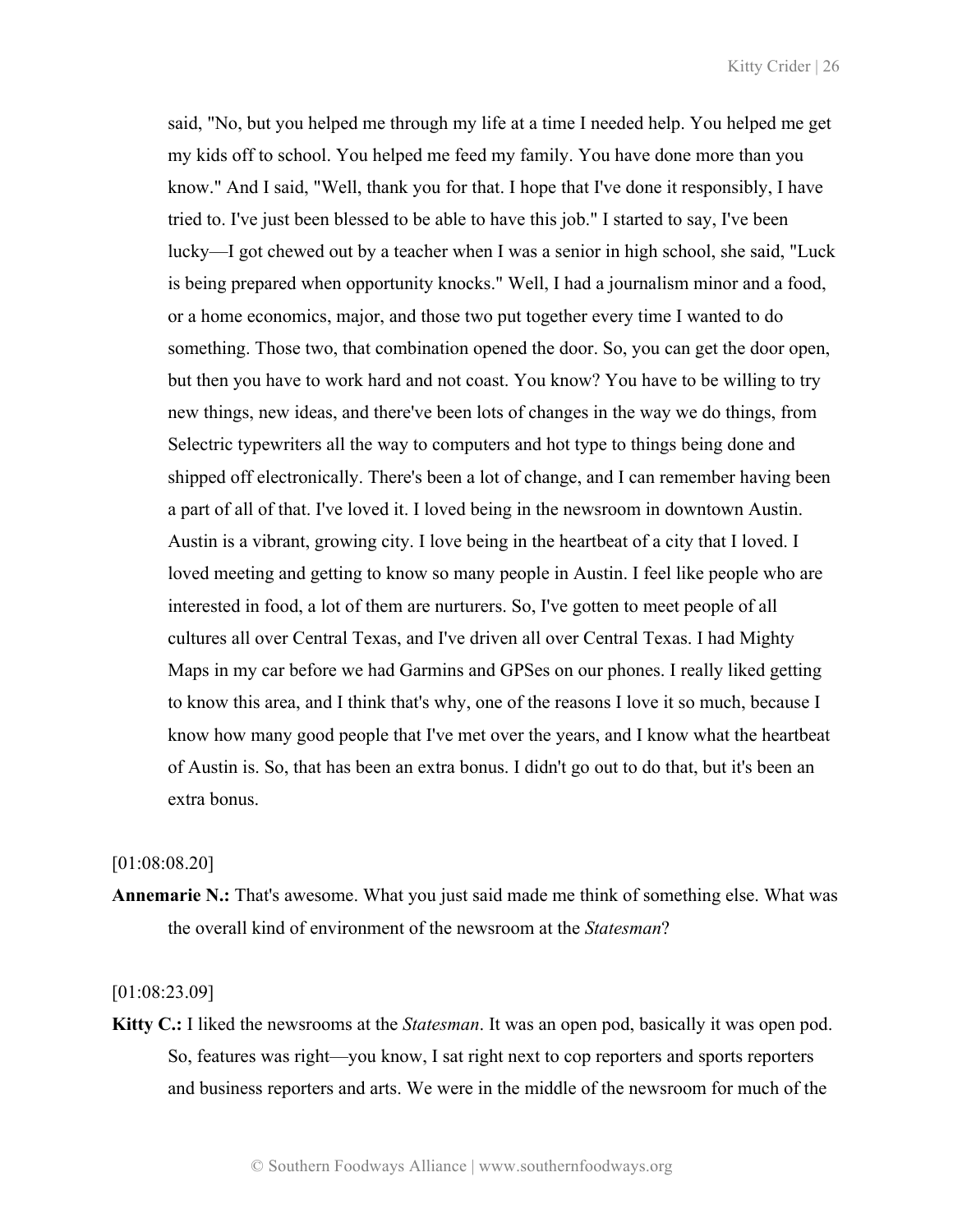said, "No, but you helped me through my life at a time I needed help. You helped me get my kids off to school. You helped me feed my family. You have done more than you know." And I said, "Well, thank you for that. I hope that I've done it responsibly, I have tried to. I've just been blessed to be able to have this job." I started to say, I've been lucky—I got chewed out by a teacher when I was a senior in high school, she said, "Luck is being prepared when opportunity knocks." Well, I had a journalism minor and a food, or a home economics, major, and those two put together every time I wanted to do something. Those two, that combination opened the door. So, you can get the door open, but then you have to work hard and not coast. You know? You have to be willing to try new things, new ideas, and there've been lots of changes in the way we do things, from Selectric typewriters all the way to computers and hot type to things being done and shipped off electronically. There's been a lot of change, and I can remember having been a part of all of that. I've loved it. I loved being in the newsroom in downtown Austin. Austin is a vibrant, growing city. I love being in the heartbeat of a city that I loved. I loved meeting and getting to know so many people in Austin. I feel like people who are interested in food, a lot of them are nurturers. So, I've gotten to meet people of all cultures all over Central Texas, and I've driven all over Central Texas. I had Mighty Maps in my car before we had Garmins and GPSes on our phones. I really liked getting to know this area, and I think that's why, one of the reasons I love it so much, because I know how many good people that I've met over the years, and I know what the heartbeat of Austin is. So, that has been an extra bonus. I didn't go out to do that, but it's been an extra bonus.

[01:08:08.20]

**Annemarie N.:** That's awesome. What you just said made me think of something else. What was the overall kind of environment of the newsroom at the *Statesman*?

[01:08:23.09]

**Kitty C.:** I liked the newsrooms at the *Statesman*. It was an open pod, basically it was open pod. So, features was right—you know, I sat right next to cop reporters and sports reporters and business reporters and arts. We were in the middle of the newsroom for much of the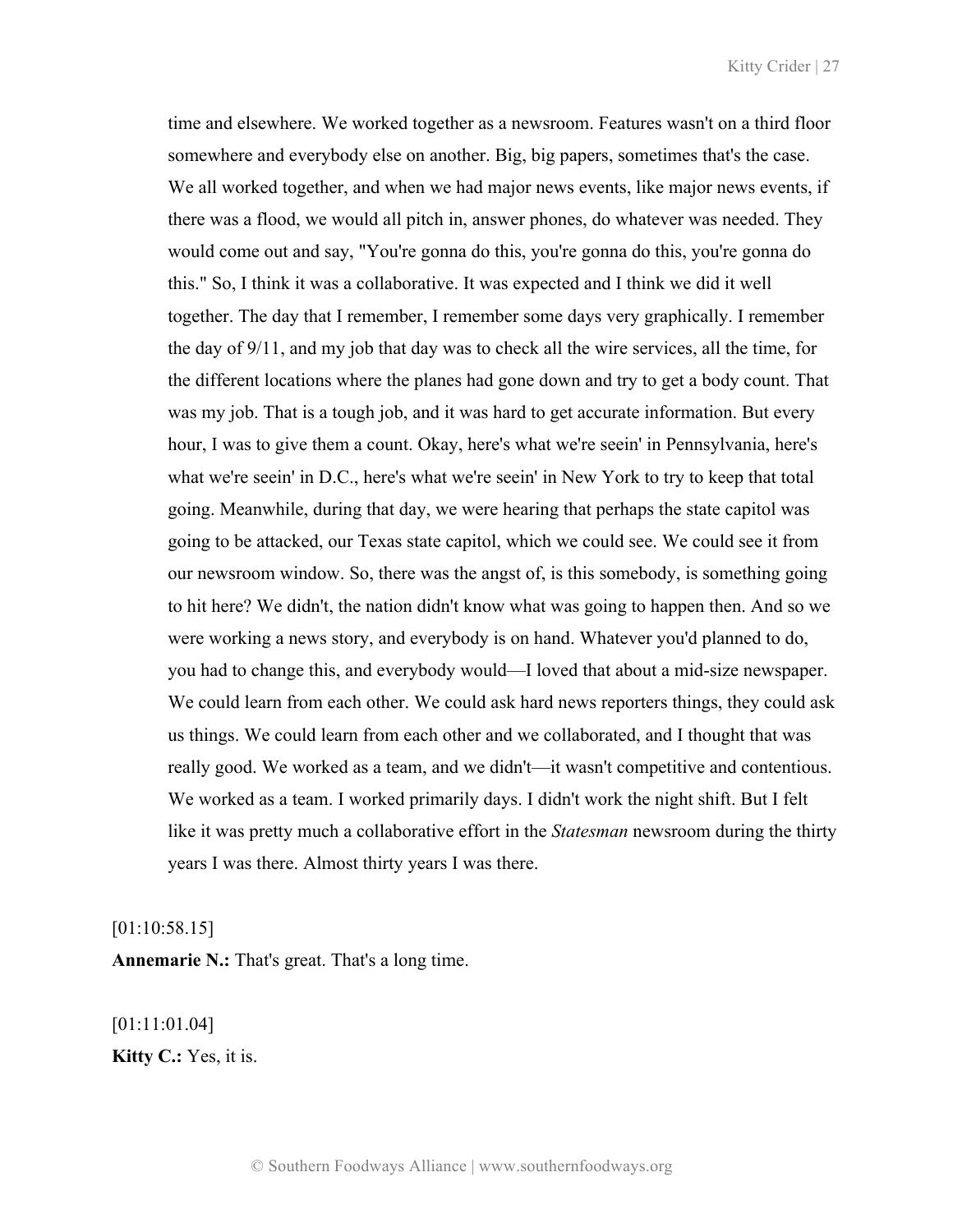time and elsewhere. We worked together as a newsroom. Features wasn't on a third floor somewhere and everybody else on another. Big, big papers, sometimes that's the case. We all worked together, and when we had major news events, like major news events, if there was a flood, we would all pitch in, answer phones, do whatever was needed. They would come out and say, "You're gonna do this, you're gonna do this, you're gonna do this." So, I think it was a collaborative. It was expected and I think we did it well together. The day that I remember, I remember some days very graphically. I remember the day of 9/11, and my job that day was to check all the wire services, all the time, for the different locations where the planes had gone down and try to get a body count. That was my job. That is a tough job, and it was hard to get accurate information. But every hour, I was to give them a count. Okay, here's what we're seein' in Pennsylvania, here's what we're seein' in D.C., here's what we're seein' in New York to try to keep that total going. Meanwhile, during that day, we were hearing that perhaps the state capitol was going to be attacked, our Texas state capitol, which we could see. We could see it from our newsroom window. So, there was the angst of, is this somebody, is something going to hit here? We didn't, the nation didn't know what was going to happen then. And so we were working a news story, and everybody is on hand. Whatever you'd planned to do, you had to change this, and everybody would—I loved that about a mid-size newspaper. We could learn from each other. We could ask hard news reporters things, they could ask us things. We could learn from each other and we collaborated, and I thought that was really good. We worked as a team, and we didn't—it wasn't competitive and contentious. We worked as a team. I worked primarily days. I didn't work the night shift. But I felt like it was pretty much a collaborative effort in the *Statesman* newsroom during the thirty years I was there. Almost thirty years I was there.

[01:10:58.15]

**Annemarie N.:** That's great. That's a long time.

[01:11:01.04]

**Kitty C.:** Yes, it is.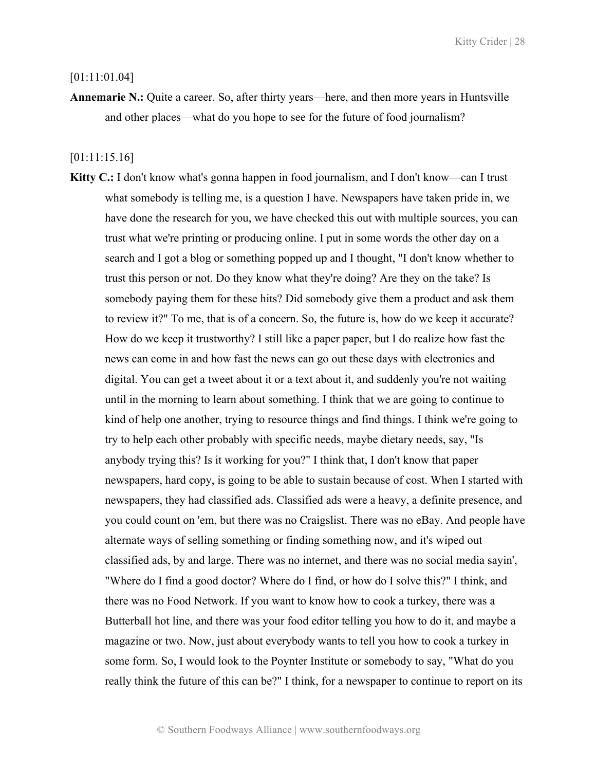[01:11:01.04]

**Annemarie N.:** Quite a career. So, after thirty years—here, and then more years in Huntsville and other places—what do you hope to see for the future of food journalism?

[01:11:15.16]

**Kitty C.:** I don't know what's gonna happen in food journalism, and I don't know—can I trust what somebody is telling me, is a question I have. Newspapers have taken pride in, we have done the research for you, we have checked this out with multiple sources, you can trust what we're printing or producing online. I put in some words the other day on a search and I got a blog or something popped up and I thought, "I don't know whether to trust this person or not. Do they know what they're doing? Are they on the take? Is somebody paying them for these hits? Did somebody give them a product and ask them to review it?" To me, that is of a concern. So, the future is, how do we keep it accurate? How do we keep it trustworthy? I still like a paper paper, but I do realize how fast the news can come in and how fast the news can go out these days with electronics and digital. You can get a tweet about it or a text about it, and suddenly you're not waiting until in the morning to learn about something. I think that we are going to continue to kind of help one another, trying to resource things and find things. I think we're going to try to help each other probably with specific needs, maybe dietary needs, say, "Is anybody trying this? Is it working for you?" I think that, I don't know that paper newspapers, hard copy, is going to be able to sustain because of cost. When I started with newspapers, they had classified ads. Classified ads were a heavy, a definite presence, and you could count on 'em, but there was no Craigslist. There was no eBay. And people have alternate ways of selling something or finding something now, and it's wiped out classified ads, by and large. There was no internet, and there was no social media sayin', "Where do I find a good doctor? Where do I find, or how do I solve this?" I think, and there was no Food Network. If you want to know how to cook a turkey, there was a Butterball hot line, and there was your food editor telling you how to do it, and maybe a magazine or two. Now, just about everybody wants to tell you how to cook a turkey in some form. So, I would look to the Poynter Institute or somebody to say, "What do you really think the future of this can be?" I think, for a newspaper to continue to report on its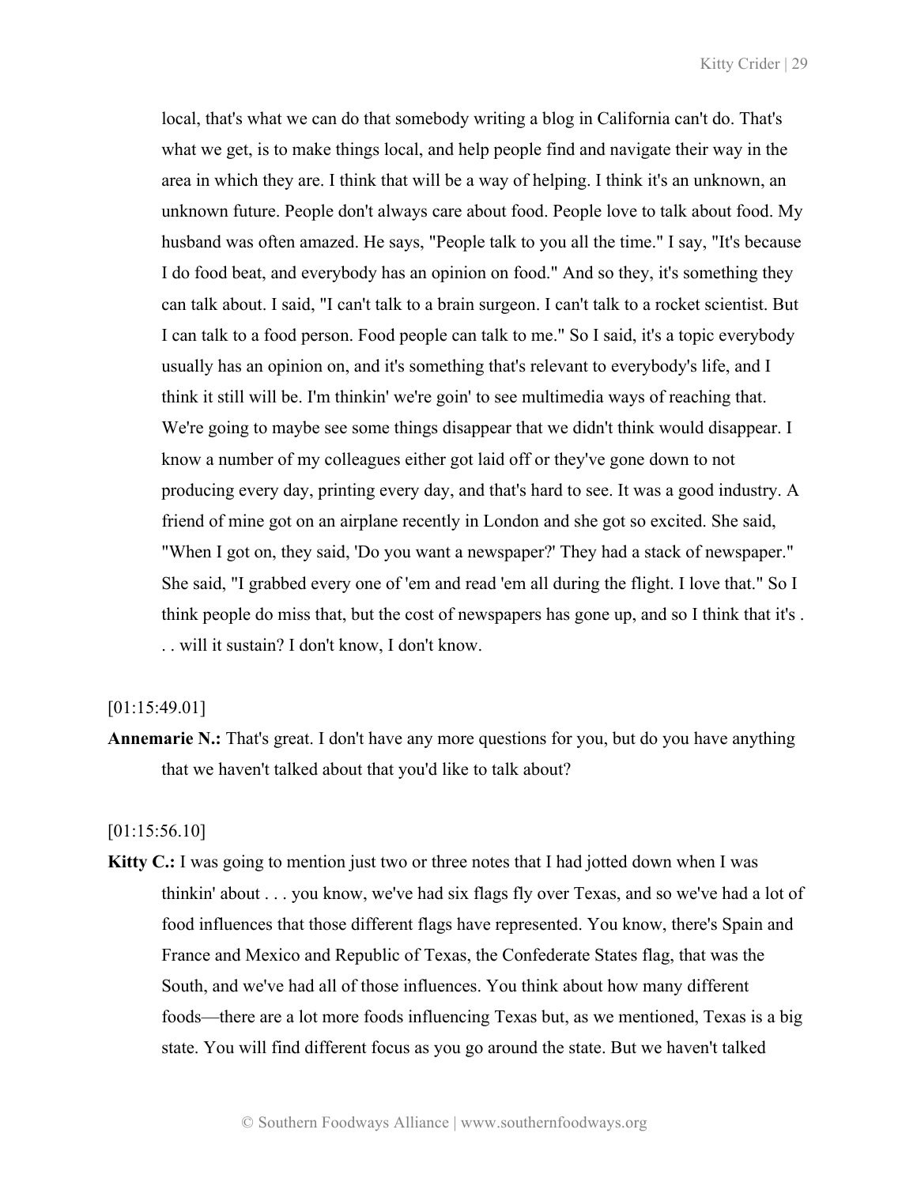local, that's what we can do that somebody writing a blog in California can't do. That's what we get, is to make things local, and help people find and navigate their way in the area in which they are. I think that will be a way of helping. I think it's an unknown, an unknown future. People don't always care about food. People love to talk about food. My husband was often amazed. He says, "People talk to you all the time." I say, "It's because I do food beat, and everybody has an opinion on food." And so they, it's something they can talk about. I said, "I can't talk to a brain surgeon. I can't talk to a rocket scientist. But I can talk to a food person. Food people can talk to me." So I said, it's a topic everybody usually has an opinion on, and it's something that's relevant to everybody's life, and I think it still will be. I'm thinkin' we're goin' to see multimedia ways of reaching that. We're going to maybe see some things disappear that we didn't think would disappear. I know a number of my colleagues either got laid off or they've gone down to not producing every day, printing every day, and that's hard to see. It was a good industry. A friend of mine got on an airplane recently in London and she got so excited. She said, "When I got on, they said, 'Do you want a newspaper?' They had a stack of newspaper." She said, "I grabbed every one of 'em and read 'em all during the flight. I love that." So I think people do miss that, but the cost of newspapers has gone up, and so I think that it's . . . will it sustain? I don't know, I don't know.

[01:15:49.01]

**Annemarie N.:** That's great. I don't have any more questions for you, but do you have anything that we haven't talked about that you'd like to talk about?

[01:15:56.10]

**Kitty C.:** I was going to mention just two or three notes that I had jotted down when I was thinkin' about . . . you know, we've had six flags fly over Texas, and so we've had a lot of food influences that those different flags have represented. You know, there's Spain and France and Mexico and Republic of Texas, the Confederate States flag, that was the South, and we've had all of those influences. You think about how many different foods—there are a lot more foods influencing Texas but, as we mentioned, Texas is a big state. You will find different focus as you go around the state. But we haven't talked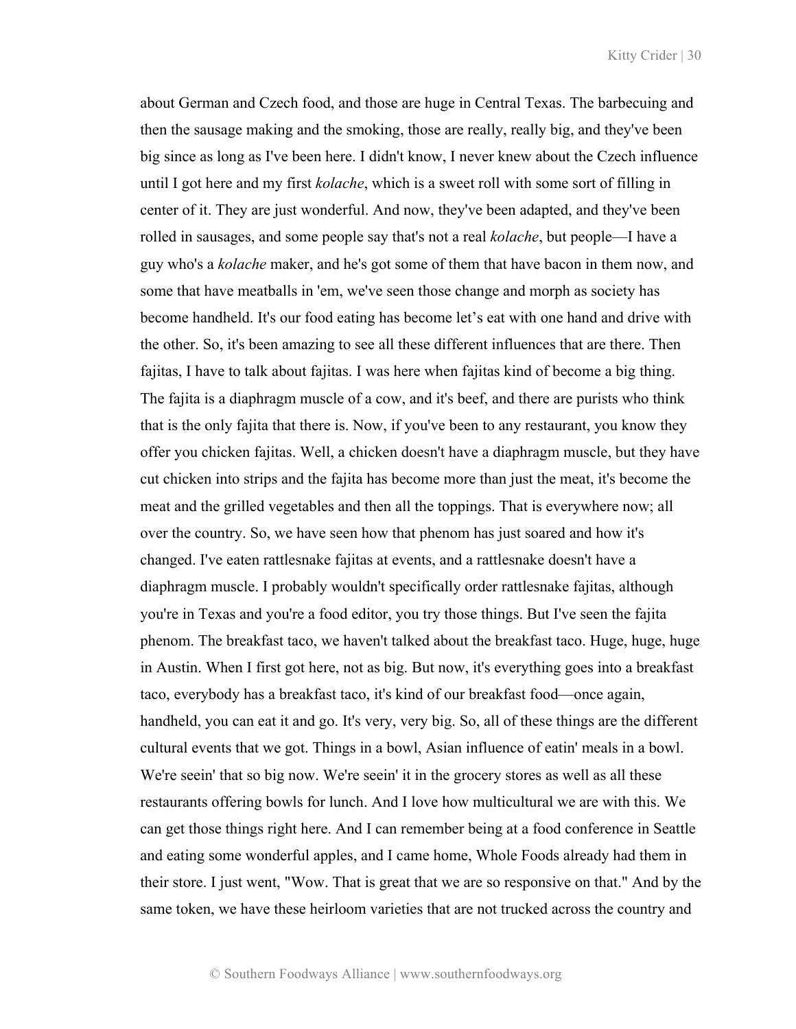about German and Czech food, and those are huge in Central Texas. The barbecuing and then the sausage making and the smoking, those are really, really big, and they've been big since as long as I've been here. I didn't know, I never knew about the Czech influence until I got here and my first *kolache*, which is a sweet roll with some sort of filling in center of it. They are just wonderful. And now, they've been adapted, and they've been rolled in sausages, and some people say that's not a real *kolache*, but people—I have a guy who's a *kolache* maker, and he's got some of them that have bacon in them now, and some that have meatballs in 'em, we've seen those change and morph as society has become handheld. It's our food eating has become let's eat with one hand and drive with the other. So, it's been amazing to see all these different influences that are there. Then fajitas, I have to talk about fajitas. I was here when fajitas kind of become a big thing. The fajita is a diaphragm muscle of a cow, and it's beef, and there are purists who think that is the only fajita that there is. Now, if you've been to any restaurant, you know they offer you chicken fajitas. Well, a chicken doesn't have a diaphragm muscle, but they have cut chicken into strips and the fajita has become more than just the meat, it's become the meat and the grilled vegetables and then all the toppings. That is everywhere now; all over the country. So, we have seen how that phenom has just soared and how it's changed. I've eaten rattlesnake fajitas at events, and a rattlesnake doesn't have a diaphragm muscle. I probably wouldn't specifically order rattlesnake fajitas, although you're in Texas and you're a food editor, you try those things. But I've seen the fajita phenom. The breakfast taco, we haven't talked about the breakfast taco. Huge, huge, huge in Austin. When I first got here, not as big. But now, it's everything goes into a breakfast taco, everybody has a breakfast taco, it's kind of our breakfast food—once again, handheld, you can eat it and go. It's very, very big. So, all of these things are the different cultural events that we got. Things in a bowl, Asian influence of eatin' meals in a bowl. We're seein' that so big now. We're seein' it in the grocery stores as well as all these restaurants offering bowls for lunch. And I love how multicultural we are with this. We can get those things right here. And I can remember being at a food conference in Seattle and eating some wonderful apples, and I came home, Whole Foods already had them in their store. I just went, "Wow. That is great that we are so responsive on that." And by the same token, we have these heirloom varieties that are not trucked across the country and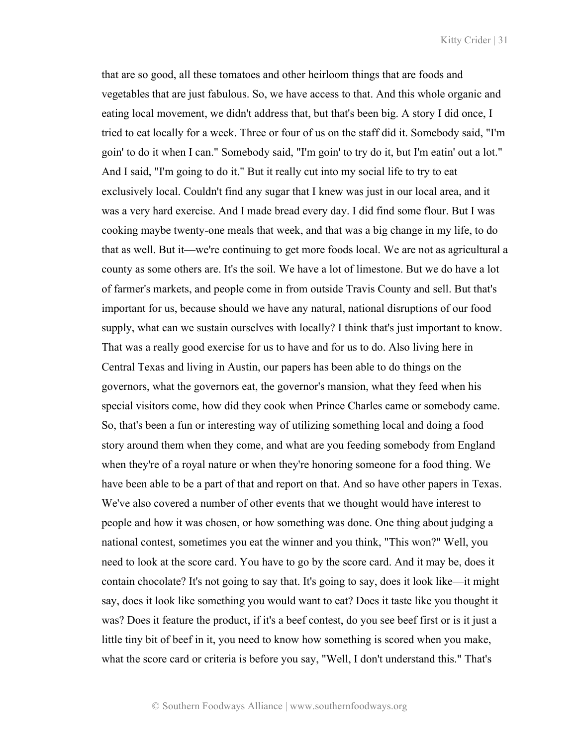that are so good, all these tomatoes and other heirloom things that are foods and vegetables that are just fabulous. So, we have access to that. And this whole organic and eating local movement, we didn't address that, but that's been big. A story I did once, I tried to eat locally for a week. Three or four of us on the staff did it. Somebody said, "I'm goin' to do it when I can." Somebody said, "I'm goin' to try do it, but I'm eatin' out a lot." And I said, "I'm going to do it." But it really cut into my social life to try to eat exclusively local. Couldn't find any sugar that I knew was just in our local area, and it was a very hard exercise. And I made bread every day. I did find some flour. But I was cooking maybe twenty-one meals that week, and that was a big change in my life, to do that as well. But it—we're continuing to get more foods local. We are not as agricultural a county as some others are. It's the soil. We have a lot of limestone. But we do have a lot of farmer's markets, and people come in from outside Travis County and sell. But that's important for us, because should we have any natural, national disruptions of our food supply, what can we sustain ourselves with locally? I think that's just important to know. That was a really good exercise for us to have and for us to do. Also living here in Central Texas and living in Austin, our papers has been able to do things on the governors, what the governors eat, the governor's mansion, what they feed when his special visitors come, how did they cook when Prince Charles came or somebody came. So, that's been a fun or interesting way of utilizing something local and doing a food story around them when they come, and what are you feeding somebody from England when they're of a royal nature or when they're honoring someone for a food thing. We have been able to be a part of that and report on that. And so have other papers in Texas. We've also covered a number of other events that we thought would have interest to people and how it was chosen, or how something was done. One thing about judging a national contest, sometimes you eat the winner and you think, "This won?" Well, you need to look at the score card. You have to go by the score card. And it may be, does it contain chocolate? It's not going to say that. It's going to say, does it look like—it might say, does it look like something you would want to eat? Does it taste like you thought it was? Does it feature the product, if it's a beef contest, do you see beef first or is it just a little tiny bit of beef in it, you need to know how something is scored when you make, what the score card or criteria is before you say, "Well, I don't understand this." That's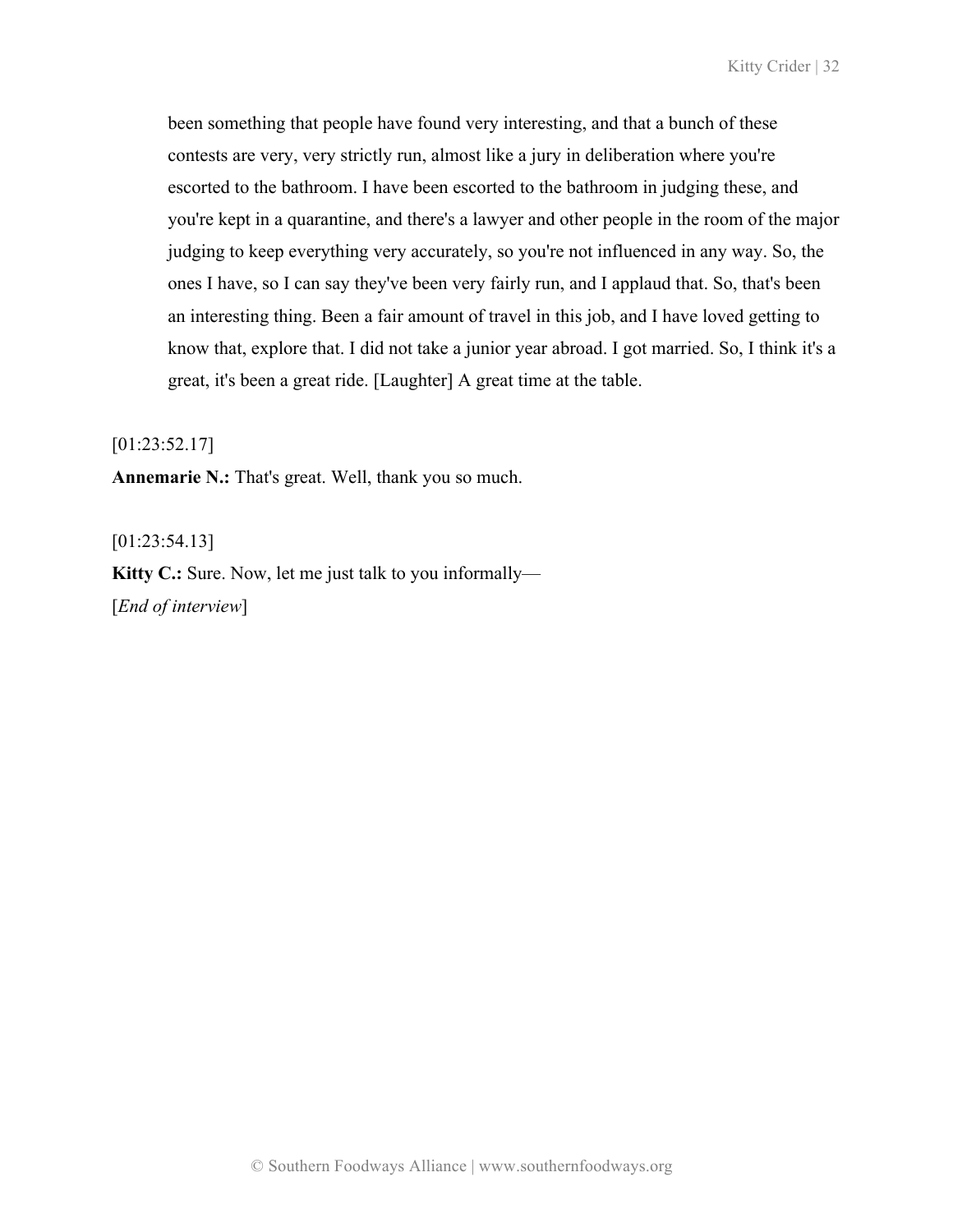been something that people have found very interesting, and that a bunch of these contests are very, very strictly run, almost like a jury in deliberation where you're escorted to the bathroom. I have been escorted to the bathroom in judging these, and you're kept in a quarantine, and there's a lawyer and other people in the room of the major judging to keep everything very accurately, so you're not influenced in any way. So, the ones I have, so I can say they've been very fairly run, and I applaud that. So, that's been an interesting thing. Been a fair amount of travel in this job, and I have loved getting to know that, explore that. I did not take a junior year abroad. I got married. So, I think it's a great, it's been a great ride. [Laughter] A great time at the table.

[01:23:52.17]

**Annemarie N.:** That's great. Well, thank you so much.

[01:23:54.13]

**Kitty C.:** Sure. Now, let me just talk to you informally—

[*End of interview*]